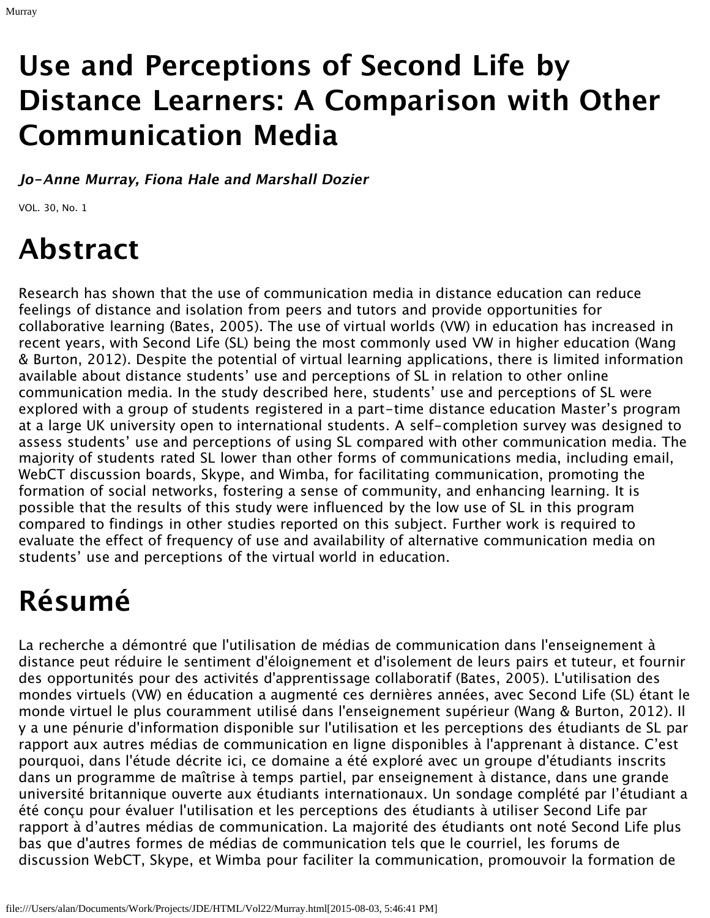# Use and Perceptions of Second Life by Distance Learners: A Comparison with Other Communication Media

***Jo-Anne Murray, Fiona Hale and Marshall Dozier***

VOL. 30, No. 1

# Abstract

Research has shown that the use of communication media in distance education can reduce feelings of distance and isolation from peers and tutors and provide opportunities for collaborative learning (Bates, 2005). The use of virtual worlds (VW) in education has increased in recent years, with Second Life (SL) being the most commonly used VW in higher education (Wang & Burton, 2012). Despite the potential of virtual learning applications, there is limited information available about distance students' use and perceptions of SL in relation to other online communication media. In the study described here, students' use and perceptions of SL were explored with a group of students registered in a part-time distance education Master's program at a large UK university open to international students. A self-completion survey was designed to assess students' use and perceptions of using SL compared with other communication media. The majority of students rated SL lower than other forms of communications media, including email, WebCT discussion boards, Skype, and Wimba, for facilitating communication, promoting the formation of social networks, fostering a sense of community, and enhancing learning. It is possible that the results of this study were influenced by the low use of SL in this program compared to findings in other studies reported on this subject. Further work is required to evaluate the effect of frequency of use and availability of alternative communication media on students' use and perceptions of the virtual world in education.

# Résumé

La recherche a démontré que l'utilisation de médias de communication dans l'enseignement à distance peut réduire le sentiment d'éloignement et d'isolement de leurs pairs et tuteur, et fournir des opportunités pour des activités d'apprentissage collaboratif (Bates, 2005). L'utilisation des mondes virtuels (VW) en éducation a augmenté ces dernières années, avec Second Life (SL) étant le monde virtuel le plus couramment utilisé dans l'enseignement supérieur (Wang & Burton, 2012). Il y a une pénurie d'information disponible sur l'utilisation et les perceptions des étudiants de SL par rapport aux autres médias de communication en ligne disponibles à l'apprenant à distance. C'est pourquoi, dans l'étude décrite ici, ce domaine a été exploré avec un groupe d'étudiants inscrits dans un programme de maîtrise à temps partiel, par enseignement à distance, dans une grande université britannique ouverte aux étudiants internationaux. Un sondage complété par l'étudiant a été conçu pour évaluer l'utilisation et les perceptions des étudiants à utiliser Second Life par rapport à d'autres médias de communication. La majorité des étudiants ont noté Second Life plus bas que d'autres formes de médias de communication tels que le courriel, les forums de discussion WebCT, Skype, et Wimba pour faciliter la communication, promouvoir la formation de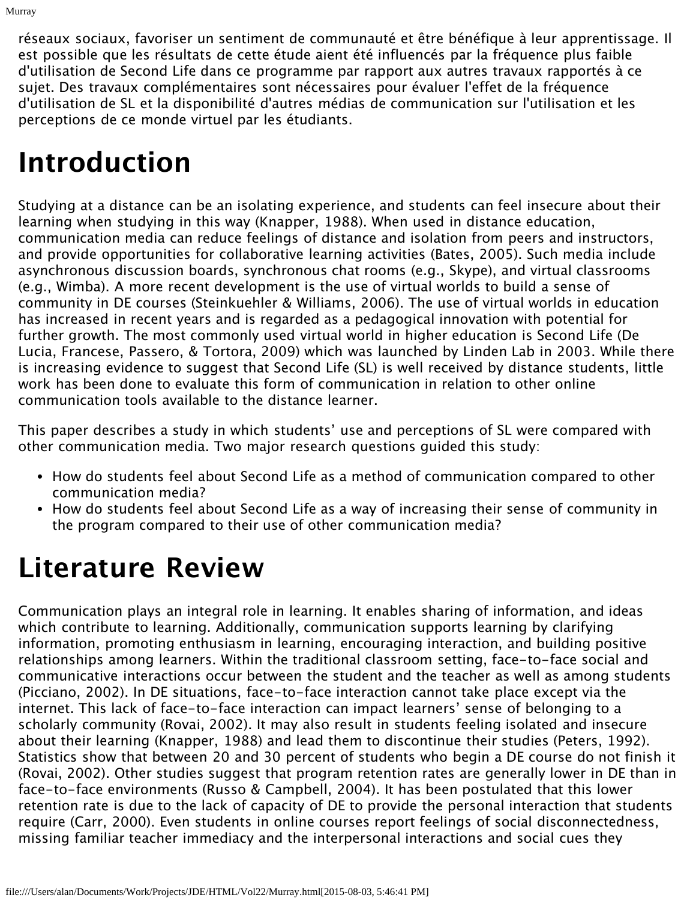réseaux sociaux, favoriser un sentiment de communauté et être bénéfique à leur apprentissage. Il est possible que les résultats de cette étude aient été influencés par la fréquence plus faible d'utilisation de Second Life dans ce programme par rapport aux autres travaux rapportés à ce sujet. Des travaux complémentaires sont nécessaires pour évaluer l'effet de la fréquence d'utilisation de SL et la disponibilité d'autres médias de communication sur l'utilisation et les perceptions de ce monde virtuel par les étudiants.

# Introduction

Studying at a distance can be an isolating experience, and students can feel insecure about their learning when studying in this way (Knapper, 1988). When used in distance education, communication media can reduce feelings of distance and isolation from peers and instructors, and provide opportunities for collaborative learning activities (Bates, 2005). Such media include asynchronous discussion boards, synchronous chat rooms (e.g., Skype), and virtual classrooms (e.g., Wimba). A more recent development is the use of virtual worlds to build a sense of community in DE courses (Steinkuehler & Williams, 2006). The use of virtual worlds in education has increased in recent years and is regarded as a pedagogical innovation with potential for further growth. The most commonly used virtual world in higher education is Second Life (De Lucia, Francese, Passero, & Tortora, 2009) which was launched by Linden Lab in 2003. While there is increasing evidence to suggest that Second Life (SL) is well received by distance students, little work has been done to evaluate this form of communication in relation to other online communication tools available to the distance learner.

This paper describes a study in which students' use and perceptions of SL were compared with other communication media. Two major research questions guided this study:

- How do students feel about Second Life as a method of communication compared to other communication media?
- How do students feel about Second Life as a way of increasing their sense of community in the program compared to their use of other communication media?

# Literature Review

Communication plays an integral role in learning. It enables sharing of information, and ideas which contribute to learning. Additionally, communication supports learning by clarifying information, promoting enthusiasm in learning, encouraging interaction, and building positive relationships among learners. Within the traditional classroom setting, face-to-face social and communicative interactions occur between the student and the teacher as well as among students (Picciano, 2002). In DE situations, face-to-face interaction cannot take place except via the internet. This lack of face-to-face interaction can impact learners' sense of belonging to a scholarly community (Rovai, 2002). It may also result in students feeling isolated and insecure about their learning (Knapper, 1988) and lead them to discontinue their studies (Peters, 1992). Statistics show that between 20 and 30 percent of students who begin a DE course do not finish it (Rovai, 2002). Other studies suggest that program retention rates are generally lower in DE than in face-to-face environments (Russo & Campbell, 2004). It has been postulated that this lower retention rate is due to the lack of capacity of DE to provide the personal interaction that students require (Carr, 2000). Even students in online courses report feelings of social disconnectedness, missing familiar teacher immediacy and the interpersonal interactions and social cues they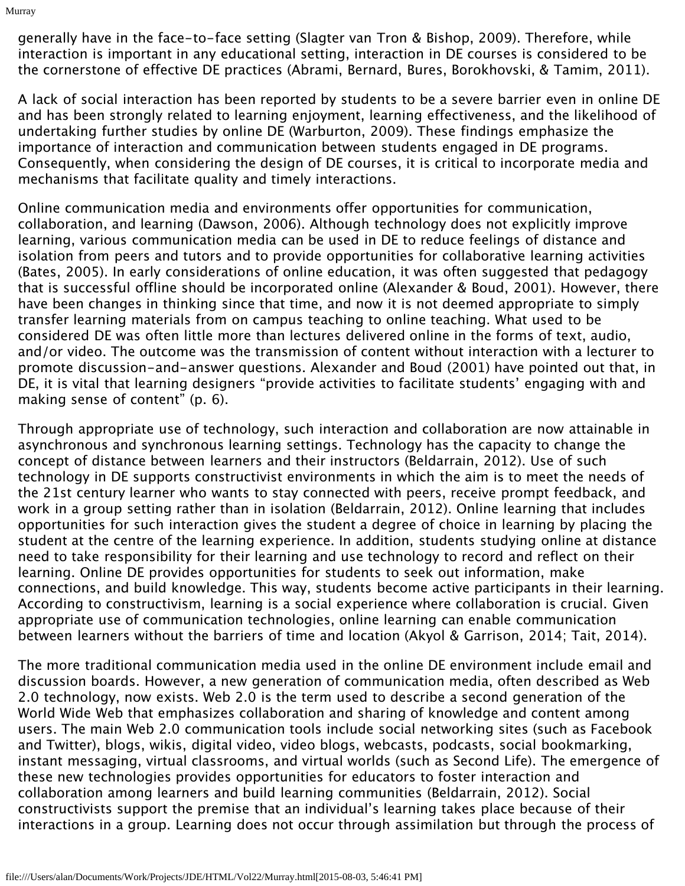generally have in the face-to-face setting (Slagter van Tron & Bishop, 2009). Therefore, while interaction is important in any educational setting, interaction in DE courses is considered to be the cornerstone of effective DE practices (Abrami, Bernard, Bures, Borokhovski, & Tamim, 2011).

A lack of social interaction has been reported by students to be a severe barrier even in online DE and has been strongly related to learning enjoyment, learning effectiveness, and the likelihood of undertaking further studies by online DE (Warburton, 2009). These findings emphasize the importance of interaction and communication between students engaged in DE programs. Consequently, when considering the design of DE courses, it is critical to incorporate media and mechanisms that facilitate quality and timely interactions.

Online communication media and environments offer opportunities for communication, collaboration, and learning (Dawson, 2006). Although technology does not explicitly improve learning, various communication media can be used in DE to reduce feelings of distance and isolation from peers and tutors and to provide opportunities for collaborative learning activities (Bates, 2005). In early considerations of online education, it was often suggested that pedagogy that is successful offline should be incorporated online (Alexander & Boud, 2001). However, there have been changes in thinking since that time, and now it is not deemed appropriate to simply transfer learning materials from on campus teaching to online teaching. What used to be considered DE was often little more than lectures delivered online in the forms of text, audio, and/or video. The outcome was the transmission of content without interaction with a lecturer to promote discussion-and-answer questions. Alexander and Boud (2001) have pointed out that, in DE, it is vital that learning designers "provide activities to facilitate students' engaging with and making sense of content" (p. 6).

Through appropriate use of technology, such interaction and collaboration are now attainable in asynchronous and synchronous learning settings. Technology has the capacity to change the concept of distance between learners and their instructors (Beldarrain, 2012). Use of such technology in DE supports constructivist environments in which the aim is to meet the needs of the 21st century learner who wants to stay connected with peers, receive prompt feedback, and work in a group setting rather than in isolation (Beldarrain, 2012). Online learning that includes opportunities for such interaction gives the student a degree of choice in learning by placing the student at the centre of the learning experience. In addition, students studying online at distance need to take responsibility for their learning and use technology to record and reflect on their learning. Online DE provides opportunities for students to seek out information, make connections, and build knowledge. This way, students become active participants in their learning. According to constructivism, learning is a social experience where collaboration is crucial. Given appropriate use of communication technologies, online learning can enable communication between learners without the barriers of time and location (Akyol & Garrison, 2014; Tait, 2014).

The more traditional communication media used in the online DE environment include email and discussion boards. However, a new generation of communication media, often described as Web 2.0 technology, now exists. Web 2.0 is the term used to describe a second generation of the World Wide Web that emphasizes collaboration and sharing of knowledge and content among users. The main Web 2.0 communication tools include social networking sites (such as Facebook and Twitter), blogs, wikis, digital video, video blogs, webcasts, podcasts, social bookmarking, instant messaging, virtual classrooms, and virtual worlds (such as Second Life). The emergence of these new technologies provides opportunities for educators to foster interaction and collaboration among learners and build learning communities (Beldarrain, 2012). Social constructivists support the premise that an individual's learning takes place because of their interactions in a group. Learning does not occur through assimilation but through the process of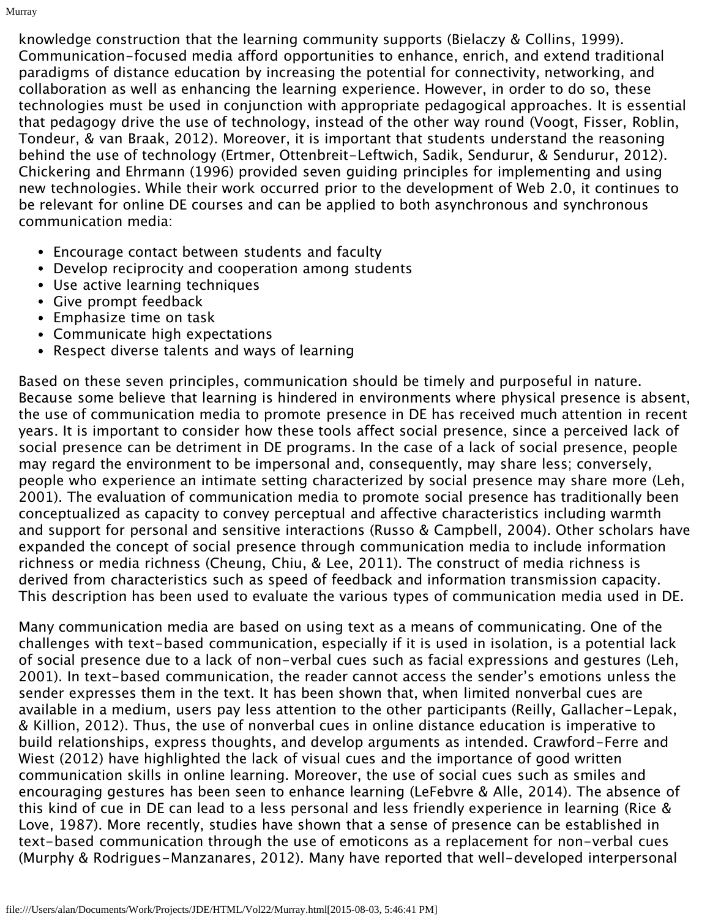knowledge construction that the learning community supports (Bielaczy & Collins, 1999). Communication-focused media afford opportunities to enhance, enrich, and extend traditional paradigms of distance education by increasing the potential for connectivity, networking, and collaboration as well as enhancing the learning experience. However, in order to do so, these technologies must be used in conjunction with appropriate pedagogical approaches. It is essential that pedagogy drive the use of technology, instead of the other way round (Voogt, Fisser, Roblin, Tondeur, & van Braak, 2012). Moreover, it is important that students understand the reasoning behind the use of technology (Ertmer, Ottenbreit-Leftwich, Sadik, Sendurur, & Sendurur, 2012). Chickering and Ehrmann (1996) provided seven guiding principles for implementing and using new technologies. While their work occurred prior to the development of Web 2.0, it continues to be relevant for online DE courses and can be applied to both asynchronous and synchronous communication media:

- Encourage contact between students and faculty
- Develop reciprocity and cooperation among students
- Use active learning techniques
- Give prompt feedback
- Emphasize time on task
- Communicate high expectations
- Respect diverse talents and ways of learning

Based on these seven principles, communication should be timely and purposeful in nature. Because some believe that learning is hindered in environments where physical presence is absent, the use of communication media to promote presence in DE has received much attention in recent years. It is important to consider how these tools affect social presence, since a perceived lack of social presence can be detriment in DE programs. In the case of a lack of social presence, people may regard the environment to be impersonal and, consequently, may share less; conversely, people who experience an intimate setting characterized by social presence may share more (Leh, 2001). The evaluation of communication media to promote social presence has traditionally been conceptualized as capacity to convey perceptual and affective characteristics including warmth and support for personal and sensitive interactions (Russo & Campbell, 2004). Other scholars have expanded the concept of social presence through communication media to include information richness or media richness (Cheung, Chiu, & Lee, 2011). The construct of media richness is derived from characteristics such as speed of feedback and information transmission capacity. This description has been used to evaluate the various types of communication media used in DE.

Many communication media are based on using text as a means of communicating. One of the challenges with text-based communication, especially if it is used in isolation, is a potential lack of social presence due to a lack of non-verbal cues such as facial expressions and gestures (Leh, 2001). In text-based communication, the reader cannot access the sender's emotions unless the sender expresses them in the text. It has been shown that, when limited nonverbal cues are available in a medium, users pay less attention to the other participants (Reilly, Gallacher-Lepak, & Killion, 2012). Thus, the use of nonverbal cues in online distance education is imperative to build relationships, express thoughts, and develop arguments as intended. Crawford-Ferre and Wiest (2012) have highlighted the lack of visual cues and the importance of good written communication skills in online learning. Moreover, the use of social cues such as smiles and encouraging gestures has been seen to enhance learning (LeFebvre & Alle, 2014). The absence of this kind of cue in DE can lead to a less personal and less friendly experience in learning (Rice & Love, 1987). More recently, studies have shown that a sense of presence can be established in text-based communication through the use of emoticons as a replacement for non-verbal cues (Murphy & Rodrigues-Manzanares, 2012). Many have reported that well-developed interpersonal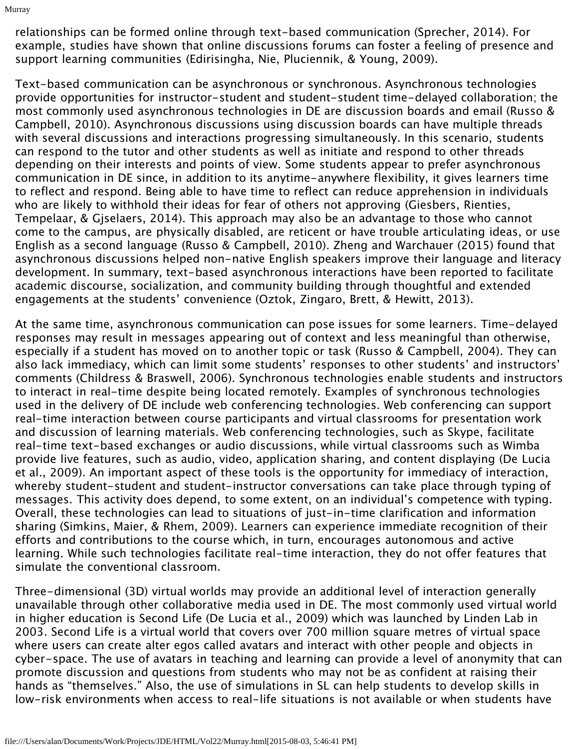relationships can be formed online through text-based communication (Sprecher, 2014). For example, studies have shown that online discussions forums can foster a feeling of presence and support learning communities (Edirisingha, Nie, Pluciennik, & Young, 2009).

Text-based communication can be asynchronous or synchronous. Asynchronous technologies provide opportunities for instructor-student and student-student time-delayed collaboration; the most commonly used asynchronous technologies in DE are discussion boards and email (Russo & Campbell, 2010). Asynchronous discussions using discussion boards can have multiple threads with several discussions and interactions progressing simultaneously. In this scenario, students can respond to the tutor and other students as well as initiate and respond to other threads depending on their interests and points of view. Some students appear to prefer asynchronous communication in DE since, in addition to its anytime-anywhere flexibility, it gives learners time to reflect and respond. Being able to have time to reflect can reduce apprehension in individuals who are likely to withhold their ideas for fear of others not approving (Giesbers, Rienties, Tempelaar, & Gjselaers, 2014). This approach may also be an advantage to those who cannot come to the campus, are physically disabled, are reticent or have trouble articulating ideas, or use English as a second language (Russo & Campbell, 2010). Zheng and Warchauer (2015) found that asynchronous discussions helped non-native English speakers improve their language and literacy development. In summary, text-based asynchronous interactions have been reported to facilitate academic discourse, socialization, and community building through thoughtful and extended engagements at the students' convenience (Oztok, Zingaro, Brett, & Hewitt, 2013).

At the same time, asynchronous communication can pose issues for some learners. Time-delayed responses may result in messages appearing out of context and less meaningful than otherwise, especially if a student has moved on to another topic or task (Russo & Campbell, 2004). They can also lack immediacy, which can limit some students' responses to other students' and instructors' comments (Childress & Braswell, 2006). Synchronous technologies enable students and instructors to interact in real-time despite being located remotely. Examples of synchronous technologies used in the delivery of DE include web conferencing technologies. Web conferencing can support real-time interaction between course participants and virtual classrooms for presentation work and discussion of learning materials. Web conferencing technologies, such as Skype, facilitate real-time text-based exchanges or audio discussions, while virtual classrooms such as Wimba provide live features, such as audio, video, application sharing, and content displaying (De Lucia et al., 2009). An important aspect of these tools is the opportunity for immediacy of interaction, whereby student-student and student-instructor conversations can take place through typing of messages. This activity does depend, to some extent, on an individual's competence with typing. Overall, these technologies can lead to situations of just-in-time clarification and information sharing (Simkins, Maier, & Rhem, 2009). Learners can experience immediate recognition of their efforts and contributions to the course which, in turn, encourages autonomous and active learning. While such technologies facilitate real-time interaction, they do not offer features that simulate the conventional classroom.

Three-dimensional (3D) virtual worlds may provide an additional level of interaction generally unavailable through other collaborative media used in DE. The most commonly used virtual world in higher education is Second Life (De Lucia et al., 2009) which was launched by Linden Lab in 2003. Second Life is a virtual world that covers over 700 million square metres of virtual space where users can create alter egos called avatars and interact with other people and objects in cyber-space. The use of avatars in teaching and learning can provide a level of anonymity that can promote discussion and questions from students who may not be as confident at raising their hands as "themselves." Also, the use of simulations in SL can help students to develop skills in low-risk environments when access to real-life situations is not available or when students have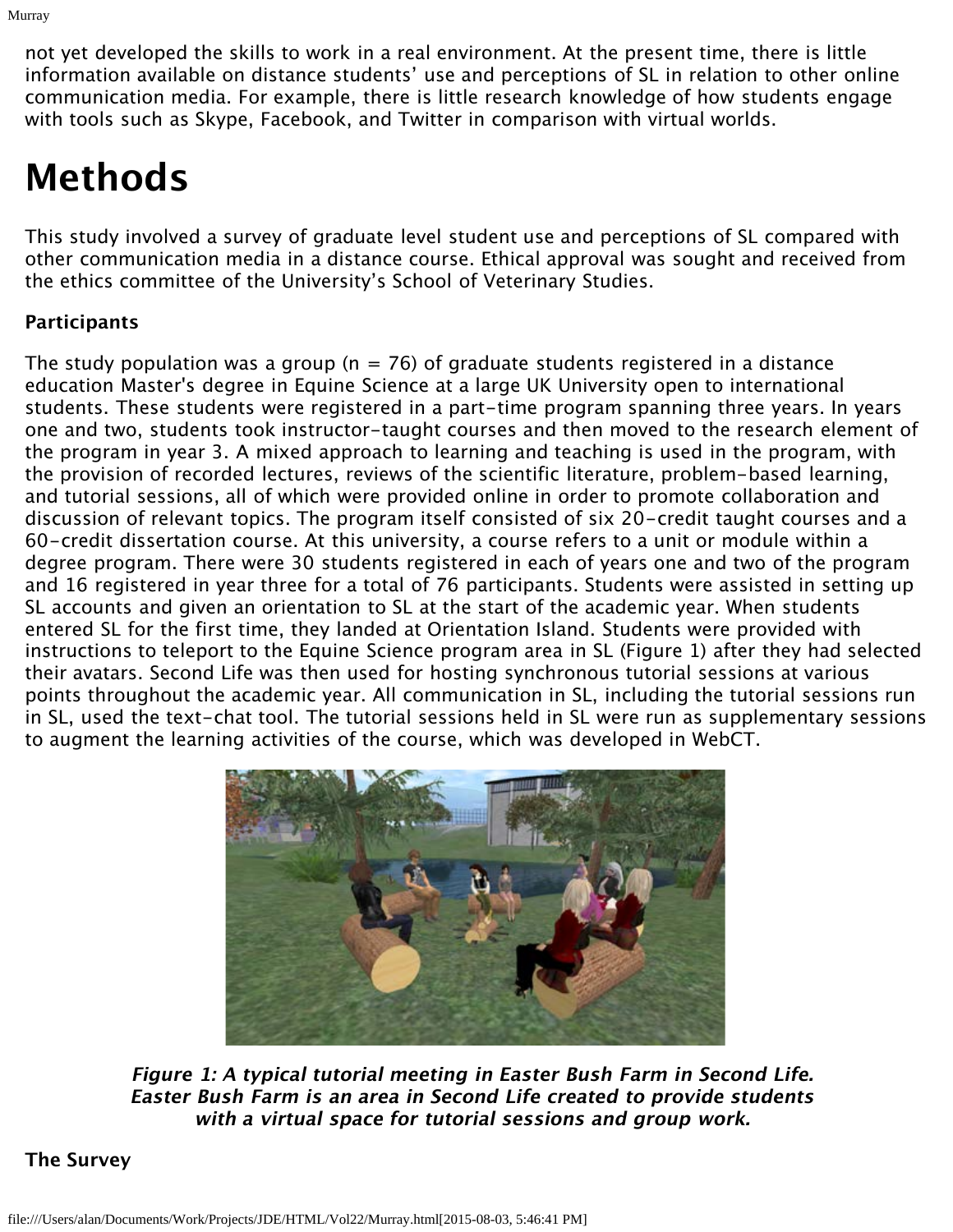not yet developed the skills to work in a real environment. At the present time, there is little information available on distance students' use and perceptions of SL in relation to other online communication media. For example, there is little research knowledge of how students engage with tools such as Skype, Facebook, and Twitter in comparison with virtual worlds.

# Methods

This study involved a survey of graduate level student use and perceptions of SL compared with other communication media in a distance course. Ethical approval was sought and received from the ethics committee of the University's School of Veterinary Studies.

**Participants**

The study population was a group (n = 76) of graduate students registered in a distance education Master's degree in Equine Science at a large UK University open to international students. These students were registered in a part-time program spanning three years. In years one and two, students took instructor-taught courses and then moved to the research element of the program in year 3. A mixed approach to learning and teaching is used in the program, with the provision of recorded lectures, reviews of the scientific literature, problem-based learning, and tutorial sessions, all of which were provided online in order to promote collaboration and discussion of relevant topics. The program itself consisted of six 20-credit taught courses and a 60-credit dissertation course. At this university, a course refers to a unit or module within a degree program. There were 30 students registered in each of years one and two of the program and 16 registered in year three for a total of 76 participants. Students were assisted in setting up SL accounts and given an orientation to SL at the start of the academic year. When students entered SL for the first time, they landed at Orientation Island. Students were provided with instructions to teleport to the Equine Science program area in SL (Figure 1) after they had selected their avatars. Second Life was then used for hosting synchronous tutorial sessions at various points throughout the academic year. All communication in SL, including the tutorial sessions run in SL, used the text-chat tool. The tutorial sessions held in SL were run as supplementary sessions to augment the learning activities of the course, which was developed in WebCT.

***Figure 1: A typical tutorial meeting in Easter Bush Farm in Second Life. Easter Bush Farm is an area in Second Life created to provide students with a virtual space for tutorial sessions and group work.***

**The Survey**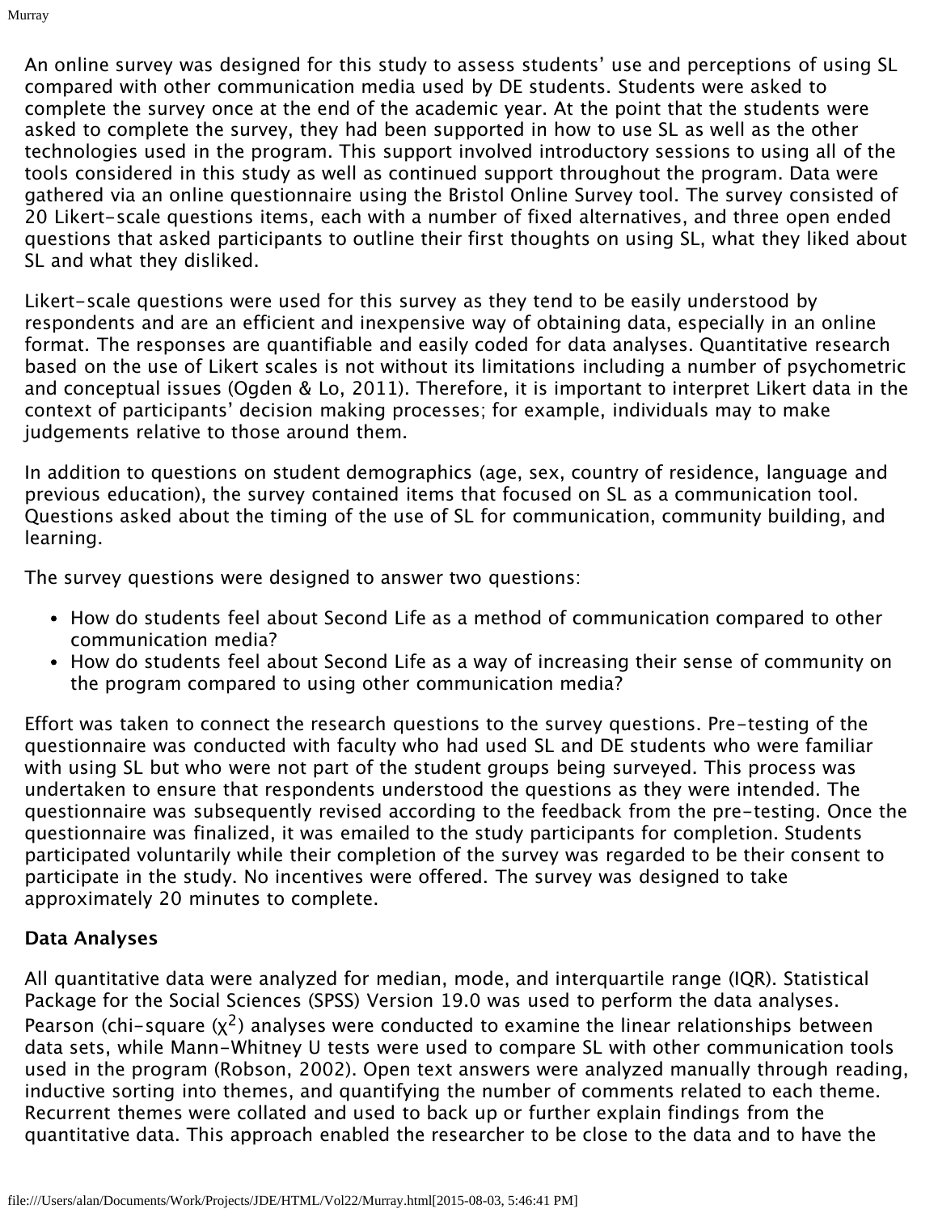An online survey was designed for this study to assess students' use and perceptions of using SL compared with other communication media used by DE students. Students were asked to complete the survey once at the end of the academic year. At the point that the students were asked to complete the survey, they had been supported in how to use SL as well as the other technologies used in the program. This support involved introductory sessions to using all of the tools considered in this study as well as continued support throughout the program. Data were gathered via an online questionnaire using the Bristol Online Survey tool. The survey consisted of 20 Likert-scale questions items, each with a number of fixed alternatives, and three open ended questions that asked participants to outline their first thoughts on using SL, what they liked about SL and what they disliked.

Likert-scale questions were used for this survey as they tend to be easily understood by respondents and are an efficient and inexpensive way of obtaining data, especially in an online format. The responses are quantifiable and easily coded for data analyses. Quantitative research based on the use of Likert scales is not without its limitations including a number of psychometric and conceptual issues (Ogden & Lo, 2011). Therefore, it is important to interpret Likert data in the context of participants' decision making processes; for example, individuals may to make judgements relative to those around them.

In addition to questions on student demographics (age, sex, country of residence, language and previous education), the survey contained items that focused on SL as a communication tool. Questions asked about the timing of the use of SL for communication, community building, and learning.

The survey questions were designed to answer two questions:

- How do students feel about Second Life as a method of communication compared to other communication media?
- How do students feel about Second Life as a way of increasing their sense of community on the program compared to using other communication media?

Effort was taken to connect the research questions to the survey questions. Pre-testing of the questionnaire was conducted with faculty who had used SL and DE students who were familiar with using SL but who were not part of the student groups being surveyed. This process was undertaken to ensure that respondents understood the questions as they were intended. The questionnaire was subsequently revised according to the feedback from the pre-testing. Once the questionnaire was finalized, it was emailed to the study participants for completion. Students participated voluntarily while their completion of the survey was regarded to be their consent to participate in the study. No incentives were offered. The survey was designed to take approximately 20 minutes to complete.

**Data Analyses**

All quantitative data were analyzed for median, mode, and interquartile range (IQR). Statistical Package for the Social Sciences (SPSS) Version 19.0 was used to perform the data analyses. Pearson (chi-square ($\chi^2$) analyses were conducted to examine the linear relationships between data sets, while Mann-Whitney U tests were used to compare SL with other communication tools used in the program (Robson, 2002). Open text answers were analyzed manually through reading, inductive sorting into themes, and quantifying the number of comments related to each theme. Recurrent themes were collated and used to back up or further explain findings from the quantitative data. This approach enabled the researcher to be close to the data and to have the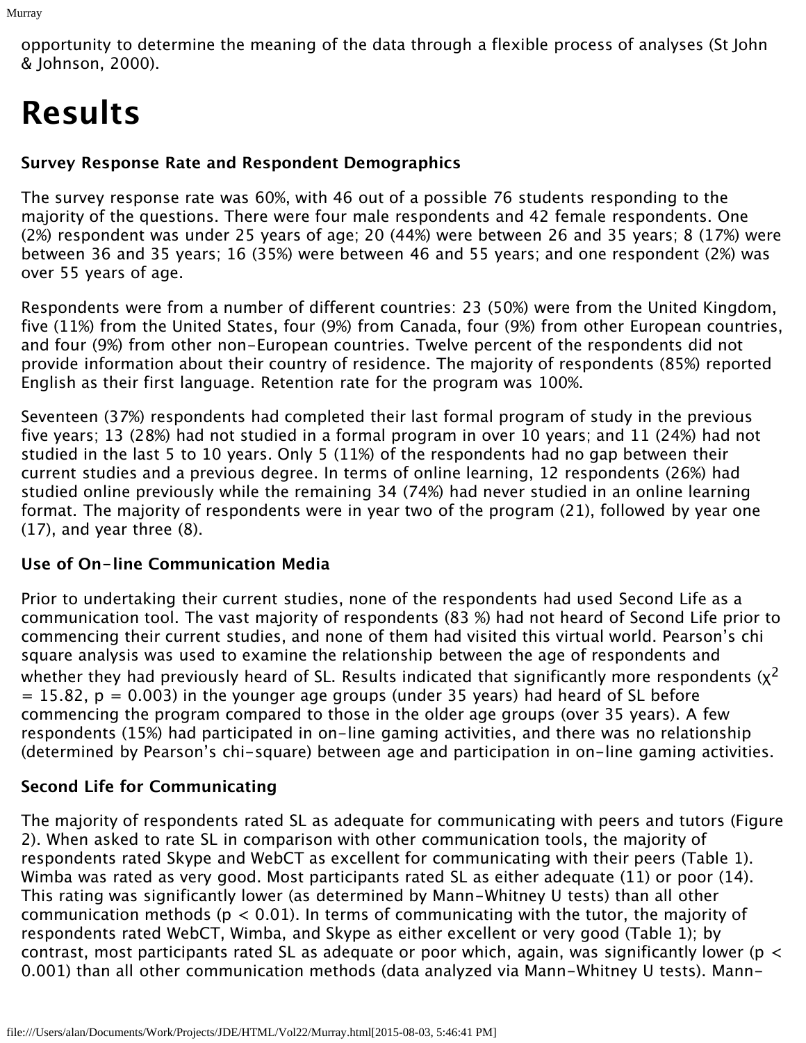opportunity to determine the meaning of the data through a flexible process of analyses (St John & Johnson, 2000).

# Results

### Survey Response Rate and Respondent Demographics

The survey response rate was 60%, with 46 out of a possible 76 students responding to the majority of the questions. There were four male respondents and 42 female respondents. One (2%) respondent was under 25 years of age; 20 (44%) were between 26 and 35 years; 8 (17%) were between 36 and 35 years; 16 (35%) were between 46 and 55 years; and one respondent (2%) was over 55 years of age.

Respondents were from a number of different countries: 23 (50%) were from the United Kingdom, five (11%) from the United States, four (9%) from Canada, four (9%) from other European countries, and four (9%) from other non-European countries. Twelve percent of the respondents did not provide information about their country of residence. The majority of respondents (85%) reported English as their first language. Retention rate for the program was 100%.

Seventeen (37%) respondents had completed their last formal program of study in the previous five years; 13 (28%) had not studied in a formal program in over 10 years; and 11 (24%) had not studied in the last 5 to 10 years. Only 5 (11%) of the respondents had no gap between their current studies and a previous degree. In terms of online learning, 12 respondents (26%) had studied online previously while the remaining 34 (74%) had never studied in an online learning format. The majority of respondents were in year two of the program (21), followed by year one (17), and year three (8).

### Use of On-line Communication Media

Prior to undertaking their current studies, none of the respondents had used Second Life as a communication tool. The vast majority of respondents (83 %) had not heard of Second Life prior to commencing their current studies, and none of them had visited this virtual world. Pearson's chi square analysis was used to examine the relationship between the age of respondents and whether they had previously heard of SL. Results indicated that significantly more respondents ($\chi^2 = 15.82$, $p = 0.003$) in the younger age groups (under 35 years) had heard of SL before commencing the program compared to those in the older age groups (over 35 years). A few respondents (15%) had participated in on-line gaming activities, and there was no relationship (determined by Pearson's chi-square) between age and participation in on-line gaming activities.

### Second Life for Communicating

The majority of respondents rated SL as adequate for communicating with peers and tutors (Figure 2). When asked to rate SL in comparison with other communication tools, the majority of respondents rated Skype and WebCT as excellent for communicating with their peers (Table 1). Wimba was rated as very good. Most participants rated SL as either adequate (11) or poor (14). This rating was significantly lower (as determined by Mann-Whitney U tests) than all other communication methods ($p < 0.01$). In terms of communicating with the tutor, the majority of respondents rated WebCT, Wimba, and Skype as either excellent or very good (Table 1); by contrast, most participants rated SL as adequate or poor which, again, was significantly lower ($p < 0.001$) than all other communication methods (data analyzed via Mann-Whitney U tests). Mann-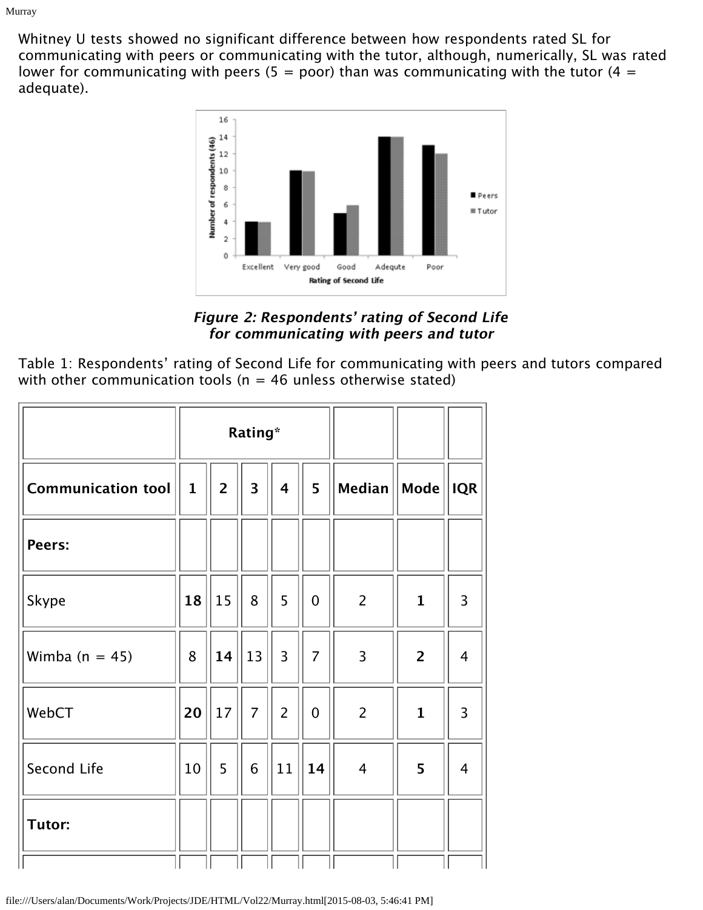Whitney U tests showed no significant difference between how respondents rated SL for communicating with peers or communicating with the tutor, although, numerically, SL was rated lower for communicating with peers (5 = poor) than was communicating with the tutor (4 = adequate).

***Figure 2: Respondents' rating of Second Life for communicating with peers and tutor***

Table 1: Respondents' rating of Second Life for communicating with peers and tutors compared with other communication tools (n = 46 unless otherwise stated)

| | Rating* | | | | | | | |
|---|---|---|---|---|---|---|---|---|
| **Communication tool** | **1** | **2** | **3** | **4** | **5** | **Median** | **Mode** | **IQR** |
| **Peers:** | | | | | | | | |
| Skype | **18** | 15 | 8 | 5 | 0 | 2 | **1** | 3 |
| Wimba (n = 45) | 8 | **14** | 13 | 3 | 7 | 3 | **2** | 4 |
| WebCT | **20** | 17 | 7 | 2 | 0 | 2 | **1** | 3 |
| Second Life | 10 | 5 | 6 | 11 | **14** | 4 | **5** | 4 |
| **Tutor:** | | | | | | | | |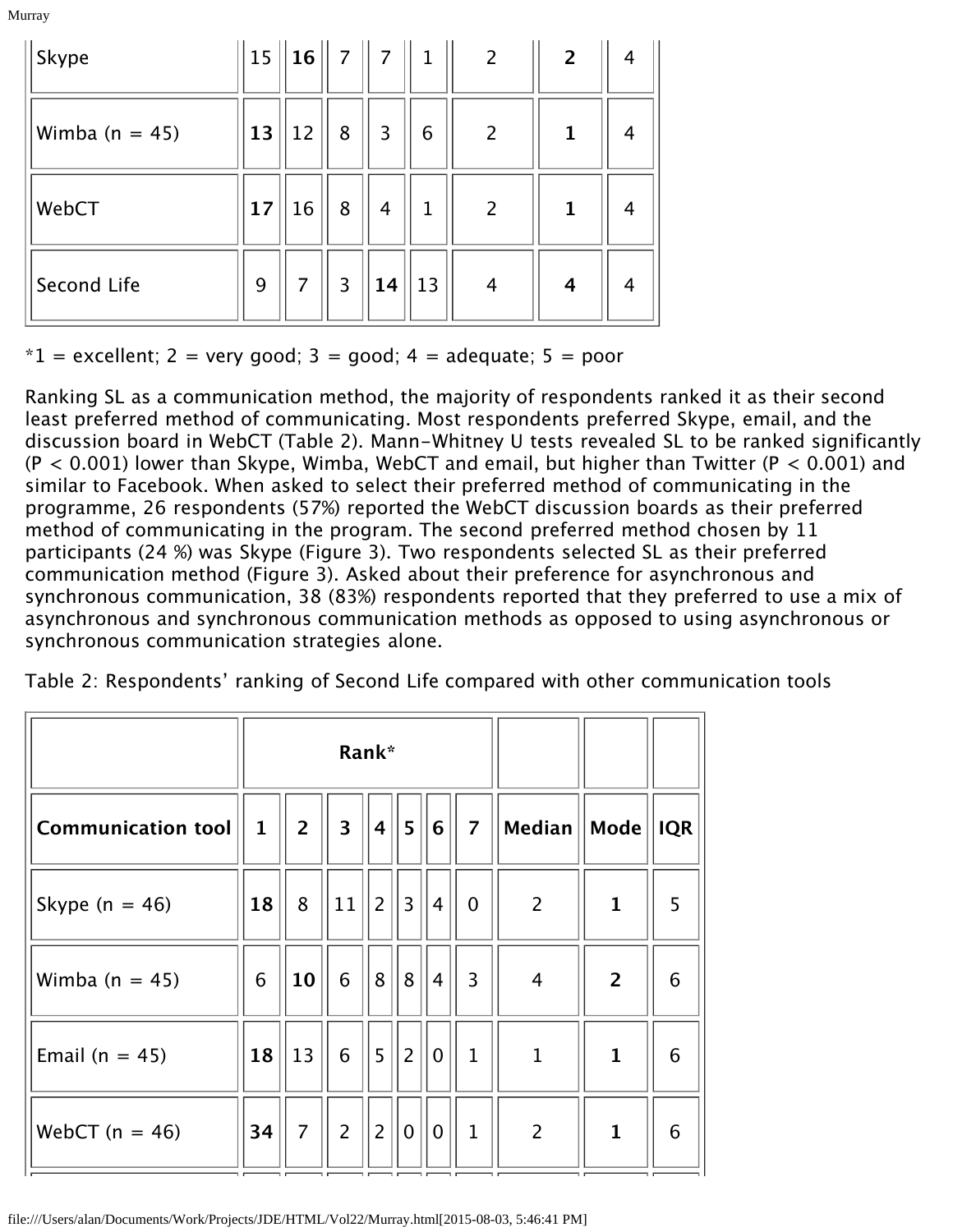| Skype | 15 | **16** | 7 | 7 | 1 | 2 | **2** | 4 |
|---|---|---|---|---|---|---|---|---|
| Wimba (n = 45) | **13** | 12 | 8 | 3 | 6 | 2 | **1** | 4 |
| WebCT | **17** | 16 | 8 | 4 | 1 | 2 | **1** | 4 |
| Second Life | 9 | 7 | 3 | **14** | 13 | 4 | **4** | 4 |

*1 = excellent; 2 = very good; 3 = good; 4 = adequate; 5 = poor

Ranking SL as a communication method, the majority of respondents ranked it as their second least preferred method of communicating. Most respondents preferred Skype, email, and the discussion board in WebCT (Table 2). Mann-Whitney U tests revealed SL to be ranked significantly ($P < 0.001$) lower than Skype, Wimba, WebCT and email, but higher than Twitter ($P < 0.001$) and similar to Facebook. When asked to select their preferred method of communicating in the programme, 26 respondents (57%) reported the WebCT discussion boards as their preferred method of communicating in the program. The second preferred method chosen by 11 participants (24 %) was Skype (Figure 3). Two respondents selected SL as their preferred communication method (Figure 3). Asked about their preference for asynchronous and synchronous communication, 38 (83%) respondents reported that they preferred to use a mix of asynchronous and synchronous communication methods as opposed to using asynchronous or synchronous communication strategies alone.

Table 2: Respondents' ranking of Second Life compared with other communication tools

| | **Rank*** | | | | | | | | | |
|---|---|---|---|---|---|---|---|---|---|---|
| **Communication tool** | **1** | **2** | **3** | **4** | **5** | **6** | **7** | **Median** | **Mode** | **IQR** |
| Skype (n = 46) | **18** | 8 | 11 | 2 | 3 | 4 | 0 | 2 | **1** | 5 |
| Wimba (n = 45) | 6 | **10** | 6 | 8 | 8 | 4 | 3 | 4 | **2** | 6 |
| Email (n = 45) | **18** | 13 | 6 | 5 | 2 | 0 | 1 | 1 | **1** | 6 |
| WebCT (n = 46) | **34** | 7 | 2 | 2 | 0 | 0 | 1 | 2 | **1** | 6 |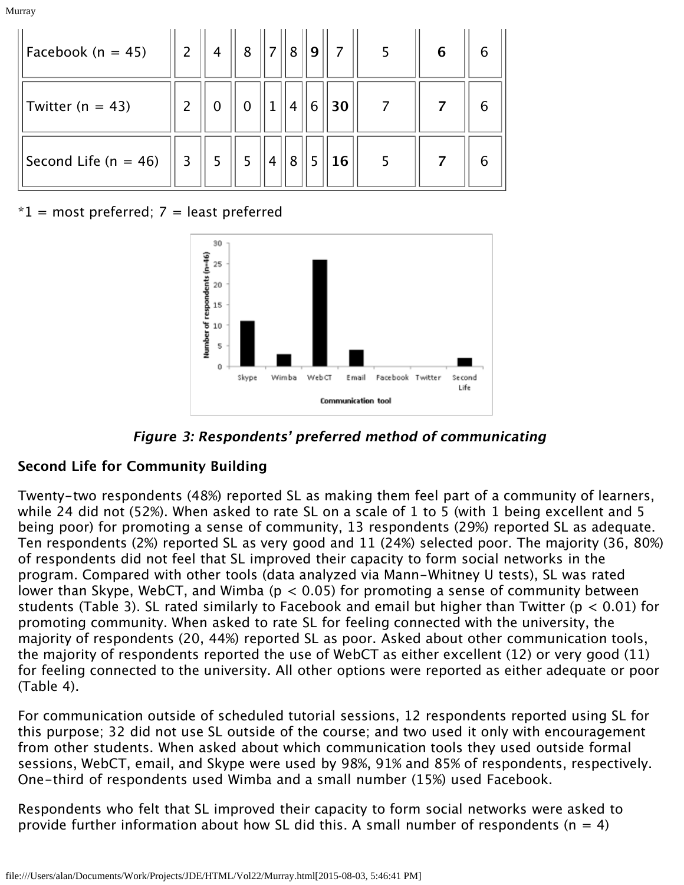| Facebook (n = 45) | 2 | 4 | 8 | 7 | 8 | **9** | 7 | 5 | **6** | 6 |
|---|---|---|---|---|---|---|---|---|---|---|
| Twitter (n = 43) | 2 | 0 | 0 | 1 | 4 | 6 | **30** | 7 | **7** | 6 |
| Second Life (n = 46) | 3 | 5 | 5 | 4 | 8 | 5 | **16** | 5 | **7** | 6 |

*1 = most preferred; 7 = least preferred

***Figure 3: Respondents' preferred method of communicating***

**Second Life for Community Building**

Twenty-two respondents (48%) reported SL as making them feel part of a community of learners, while 24 did not (52%). When asked to rate SL on a scale of 1 to 5 (with 1 being excellent and 5 being poor) for promoting a sense of community, 13 respondents (29%) reported SL as adequate. Ten respondents (2%) reported SL as very good and 11 (24%) selected poor. The majority (36, 80%) of respondents did not feel that SL improved their capacity to form social networks in the program. Compared with other tools (data analyzed via Mann-Whitney U tests), SL was rated lower than Skype, WebCT, and Wimba ($p < 0.05$) for promoting a sense of community between students (Table 3). SL rated similarly to Facebook and email but higher than Twitter ($p < 0.01$) for promoting community. When asked to rate SL for feeling connected with the university, the majority of respondents (20, 44%) reported SL as poor. Asked about other communication tools, the majority of respondents reported the use of WebCT as either excellent (12) or very good (11) for feeling connected to the university. All other options were reported as either adequate or poor (Table 4).

For communication outside of scheduled tutorial sessions, 12 respondents reported using SL for this purpose; 32 did not use SL outside of the course; and two used it only with encouragement from other students. When asked about which communication tools they used outside formal sessions, WebCT, email, and Skype were used by 98%, 91% and 85% of respondents, respectively. One-third of respondents used Wimba and a small number (15%) used Facebook.

Respondents who felt that SL improved their capacity to form social networks were asked to provide further information about how SL did this. A small number of respondents (n = 4)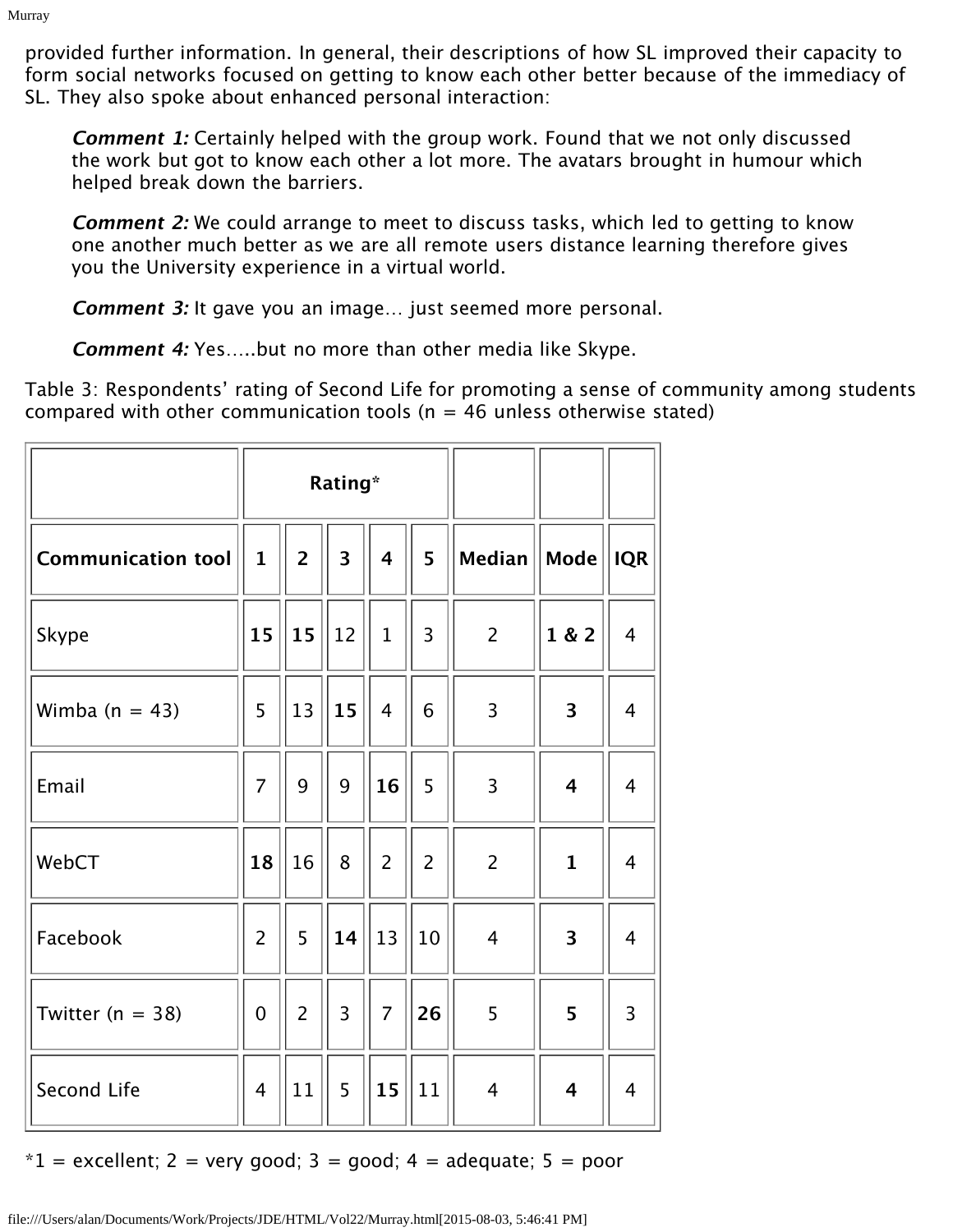provided further information. In general, their descriptions of how SL improved their capacity to form social networks focused on getting to know each other better because of the immediacy of SL. They also spoke about enhanced personal interaction:

> ***Comment 1:*** Certainly helped with the group work. Found that we not only discussed the work but got to know each other a lot more. The avatars brought in humour which helped break down the barriers.

> ***Comment 2:*** We could arrange to meet to discuss tasks, which led to getting to know one another much better as we are all remote users distance learning therefore gives you the University experience in a virtual world.

> ***Comment 3:*** It gave you an image… just seemed more personal.

> ***Comment 4:*** Yes…..but no more than other media like Skype.

Table 3: Respondents' rating of Second Life for promoting a sense of community among students compared with other communication tools (n = 46 unless otherwise stated)

| | **Rating*** | | | | | | | |
|---|---|---|---|---|---|---|---|---|
| **Communication tool** | **1** | **2** | **3** | **4** | **5** | **Median** | **Mode** | **IQR** |
| Skype | **15** | **15** | 12 | 1 | 3 | 2 | **1 & 2** | 4 |
| Wimba (n = 43) | 5 | 13 | **15** | 4 | 6 | 3 | **3** | 4 |
| Email | 7 | 9 | 9 | **16** | 5 | 3 | **4** | 4 |
| WebCT | **18** | 16 | 8 | 2 | 2 | 2 | **1** | 4 |
| Facebook | 2 | 5 | **14** | 13 | 10 | 4 | **3** | 4 |
| Twitter (n = 38) | 0 | 2 | 3 | 7 | **26** | 5 | **5** | 3 |
| Second Life | 4 | 11 | 5 | **15** | 11 | 4 | **4** | 4 |

*1 = excellent; 2 = very good; 3 = good; 4 = adequate; 5 = poor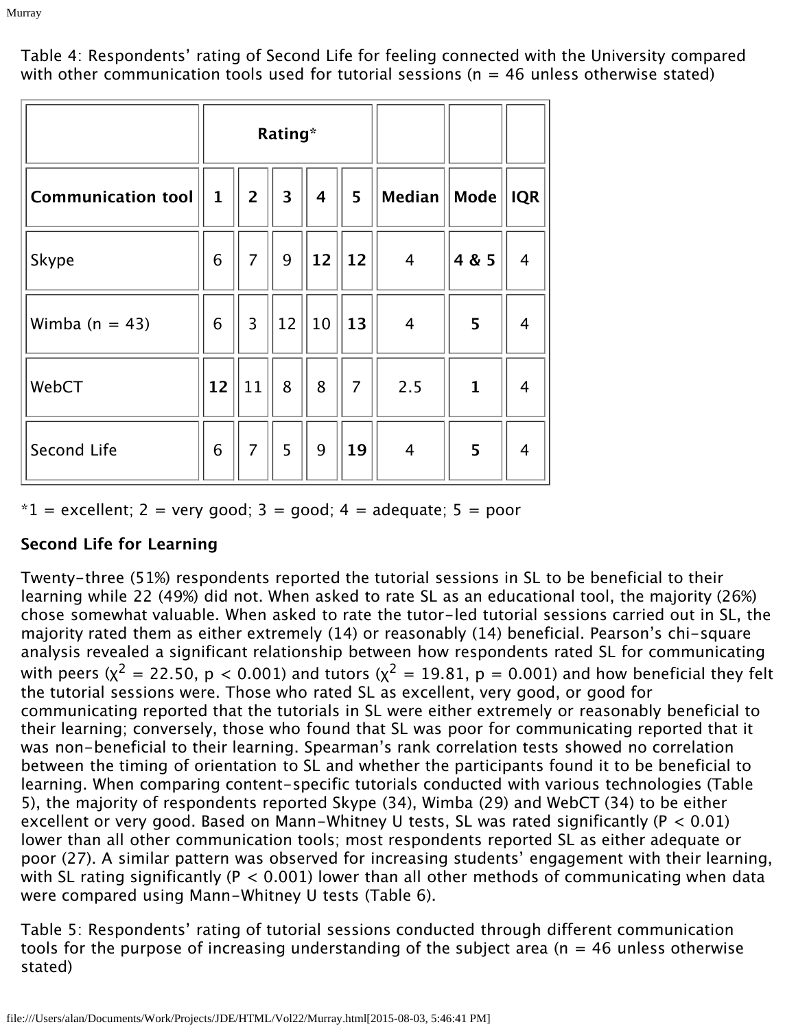Table 4: Respondents' rating of Second Life for feeling connected with the University compared with other communication tools used for tutorial sessions (n = 46 unless otherwise stated)

| | Rating* | | | | | | | |
|---|---|---|---|---|---|---|---|---|
| **Communication tool** | **1** | **2** | **3** | **4** | **5** | **Median** | **Mode** | **IQR** |
| Skype | 6 | 7 | 9 | **12** | **12** | 4 | **4 & 5** | 4 |
| Wimba (n = 43) | 6 | 3 | 12 | 10 | **13** | 4 | **5** | 4 |
| WebCT | **12** | 11 | 8 | 8 | 7 | 2.5 | **1** | 4 |
| Second Life | 6 | 7 | 5 | 9 | **19** | 4 | **5** | 4 |

*1 = excellent; 2 = very good; 3 = good; 4 = adequate; 5 = poor

**Second Life for Learning**

Twenty-three (51%) respondents reported the tutorial sessions in SL to be beneficial to their learning while 22 (49%) did not. When asked to rate SL as an educational tool, the majority (26%) chose somewhat valuable. When asked to rate the tutor-led tutorial sessions carried out in SL, the majority rated them as either extremely (14) or reasonably (14) beneficial. Pearson's chi-square analysis revealed a significant relationship between how respondents rated SL for communicating with peers ($\chi^2 = 22.50$, $p < 0.001$) and tutors ($\chi^2 = 19.81$, $p = 0.001$) and how beneficial they felt the tutorial sessions were. Those who rated SL as excellent, very good, or good for communicating reported that the tutorials in SL were either extremely or reasonably beneficial to their learning; conversely, those who found that SL was poor for communicating reported that it was non-beneficial to their learning. Spearman's rank correlation tests showed no correlation between the timing of orientation to SL and whether the participants found it to be beneficial to learning. When comparing content-specific tutorials conducted with various technologies (Table 5), the majority of respondents reported Skype (34), Wimba (29) and WebCT (34) to be either excellent or very good. Based on Mann-Whitney U tests, SL was rated significantly ($P < 0.01$) lower than all other communication tools; most respondents reported SL as either adequate or poor (27). A similar pattern was observed for increasing students' engagement with their learning, with SL rating significantly ($P < 0.001$) lower than all other methods of communicating when data were compared using Mann-Whitney U tests (Table 6).

Table 5: Respondents' rating of tutorial sessions conducted through different communication tools for the purpose of increasing understanding of the subject area (n = 46 unless otherwise stated)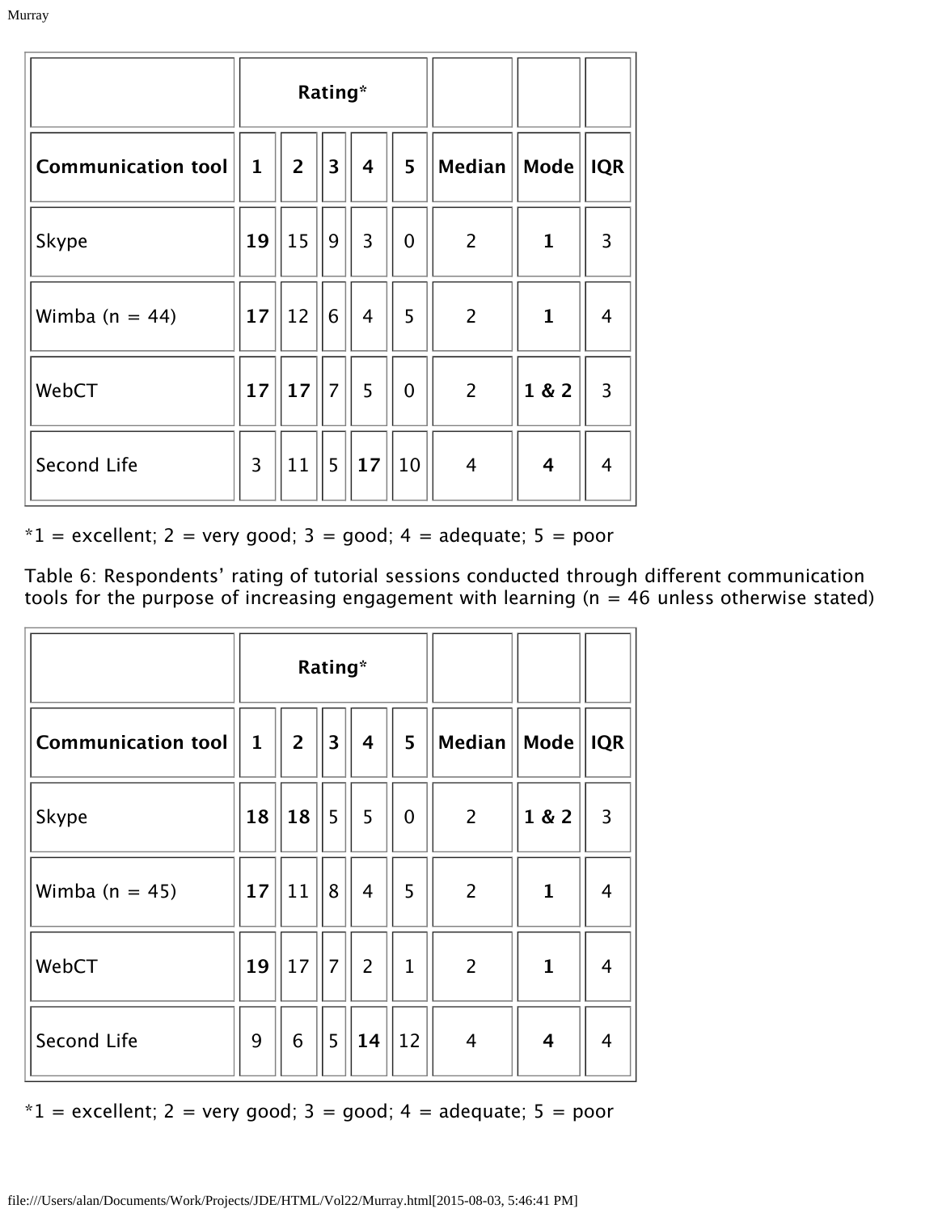| | Rating* | | | | | | | |
|---|---|---|---|---|---|---|---|---|
| **Communication tool** | **1** | **2** | **3** | **4** | **5** | **Median** | **Mode** | **IQR** |
| Skype | **19** | 15 | 9 | 3 | 0 | 2 | **1** | 3 |
| Wimba (n = 44) | **17** | 12 | 6 | 4 | 5 | 2 | **1** | 4 |
| WebCT | **17** | **17** | 7 | 5 | 0 | 2 | **1 & 2** | 3 |
| Second Life | 3 | 11 | 5 | **17** | 10 | 4 | **4** | 4 |

*1 = excellent; 2 = very good; 3 = good; 4 = adequate; 5 = poor

Table 6: Respondents' rating of tutorial sessions conducted through different communication tools for the purpose of increasing engagement with learning (n = 46 unless otherwise stated)

| | Rating* | | | | | | | |
|---|---|---|---|---|---|---|---|---|
| **Communication tool** | **1** | **2** | **3** | **4** | **5** | **Median** | **Mode** | **IQR** |
| Skype | **18** | **18** | 5 | 5 | 0 | 2 | **1 & 2** | 3 |
| Wimba (n = 45) | **17** | 11 | 8 | 4 | 5 | 2 | **1** | 4 |
| WebCT | **19** | 17 | 7 | 2 | 1 | 2 | **1** | 4 |
| Second Life | 9 | 6 | 5 | **14** | 12 | 4 | **4** | 4 |

*1 = excellent; 2 = very good; 3 = good; 4 = adequate; 5 = poor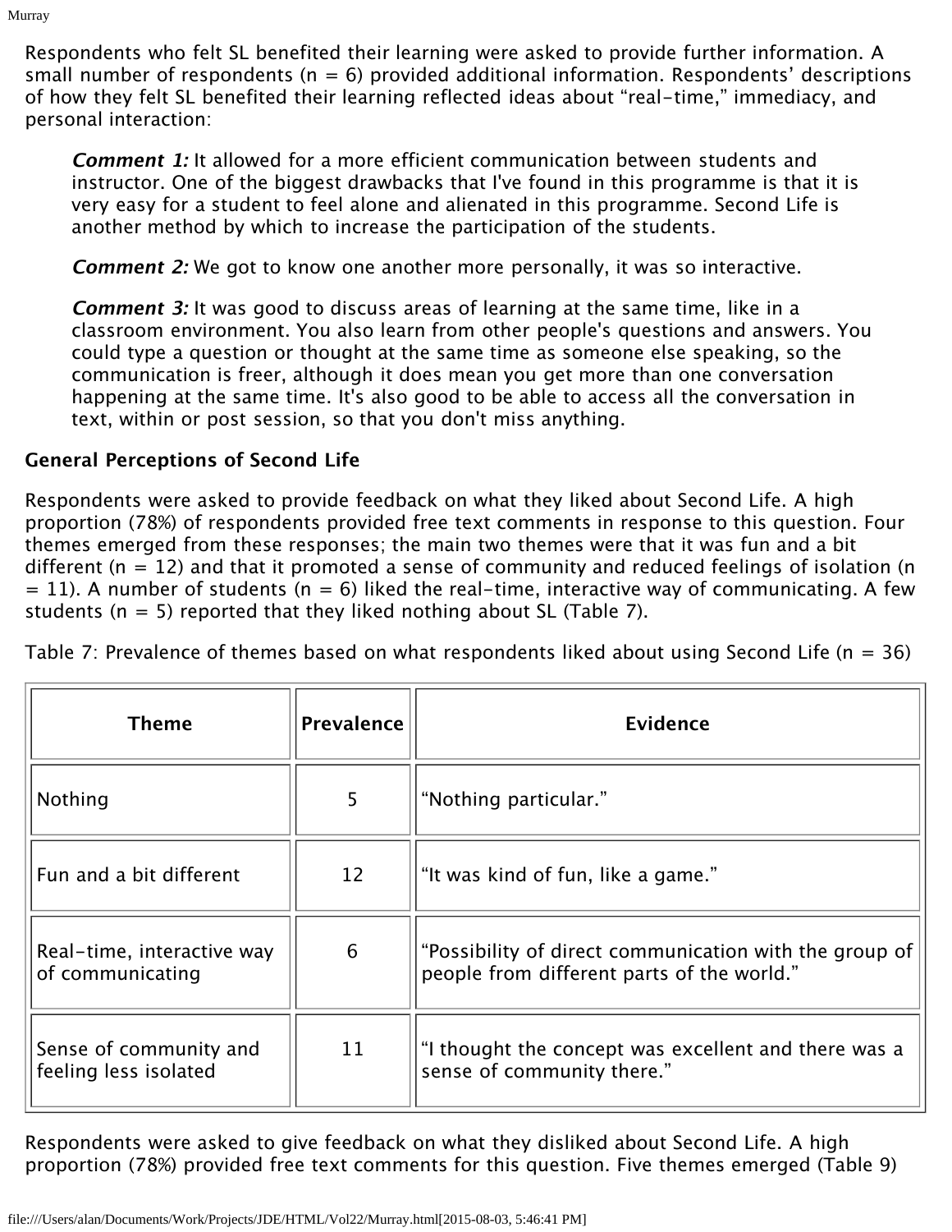Respondents who felt SL benefited their learning were asked to provide further information. A small number of respondents (n = 6) provided additional information. Respondents' descriptions of how they felt SL benefited their learning reflected ideas about "real-time," immediacy, and personal interaction:

> ***Comment 1:*** It allowed for a more efficient communication between students and instructor. One of the biggest drawbacks that I've found in this programme is that it is very easy for a student to feel alone and alienated in this programme. Second Life is another method by which to increase the participation of the students.
>
> ***Comment 2:*** We got to know one another more personally, it was so interactive.
>
> ***Comment 3:*** It was good to discuss areas of learning at the same time, like in a classroom environment. You also learn from other people's questions and answers. You could type a question or thought at the same time as someone else speaking, so the communication is freer, although it does mean you get more than one conversation happening at the same time. It's also good to be able to access all the conversation in text, within or post session, so that you don't miss anything.

**General Perceptions of Second Life**

Respondents were asked to provide feedback on what they liked about Second Life. A high proportion (78%) of respondents provided free text comments in response to this question. Four themes emerged from these responses; the main two themes were that it was fun and a bit different (n = 12) and that it promoted a sense of community and reduced feelings of isolation (n = 11). A number of students (n = 6) liked the real-time, interactive way of communicating. A few students (n = 5) reported that they liked nothing about SL (Table 7).

Table 7: Prevalence of themes based on what respondents liked about using Second Life (n = 36)

| Theme | Prevalence | Evidence |
|---|---|---|
| Nothing | 5 | "Nothing particular." |
| Fun and a bit different | 12 | "It was kind of fun, like a game." |
| Real-time, interactive way of communicating | 6 | "Possibility of direct communication with the group of people from different parts of the world." |
| Sense of community and feeling less isolated | 11 | "I thought the concept was excellent and there was a sense of community there." |

Respondents were asked to give feedback on what they disliked about Second Life. A high proportion (78%) provided free text comments for this question. Five themes emerged (Table 9)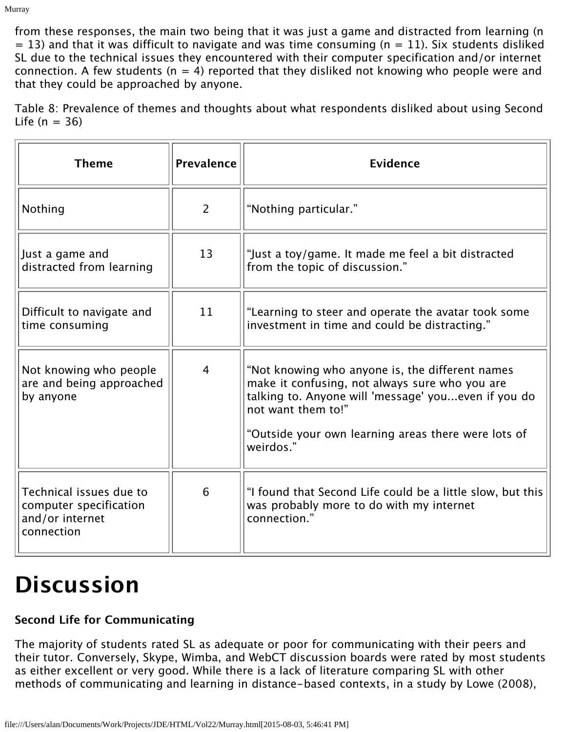from these responses, the main two being that it was just a game and distracted from learning ($n = 13$) and that it was difficult to navigate and was time consuming ($n = 11$). Six students disliked SL due to the technical issues they encountered with their computer specification and/or internet connection. A few students ($n = 4$) reported that they disliked not knowing who people were and that they could be approached by anyone.

Table 8: Prevalence of themes and thoughts about what respondents disliked about using Second Life ($n = 36$)

| Theme | Prevalence | Evidence |
| --- | --- | --- |
| Nothing | 2 | “Nothing particular.” |
| Just a game and distracted from learning | 13 | “Just a toy/game. It made me feel a bit distracted from the topic of discussion.” |
| Difficult to navigate and time consuming | 11 | “Learning to steer and operate the avatar took some investment in time and could be distracting.” |
| Not knowing who people are and being approached by anyone | 4 | “Not knowing who anyone is, the different names make it confusing, not always sure who you are talking to. Anyone will 'message' you...even if you do not want them to!” “Outside your own learning areas there were lots of weirdos.” |
| Technical issues due to computer specification and/or internet connection | 6 | “I found that Second Life could be a little slow, but this was probably more to do with my internet connection.” |

# Discussion

### Second Life for Communicating

The majority of students rated SL as adequate or poor for communicating with their peers and their tutor. Conversely, Skype, Wimba, and WebCT discussion boards were rated by most students as either excellent or very good. While there is a lack of literature comparing SL with other methods of communicating and learning in distance-based contexts, in a study by Lowe (2008),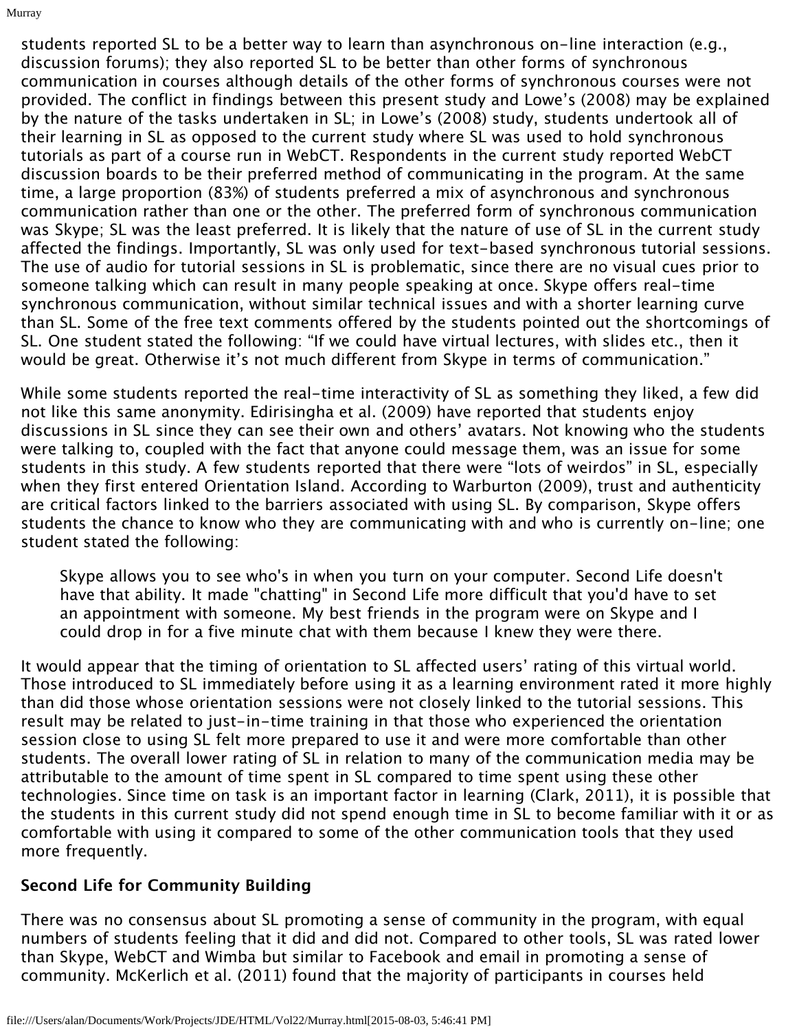students reported SL to be a better way to learn than asynchronous on-line interaction (e.g., discussion forums); they also reported SL to be better than other forms of synchronous communication in courses although details of the other forms of synchronous courses were not provided. The conflict in findings between this present study and Lowe's (2008) may be explained by the nature of the tasks undertaken in SL; in Lowe's (2008) study, students undertook all of their learning in SL as opposed to the current study where SL was used to hold synchronous tutorials as part of a course run in WebCT. Respondents in the current study reported WebCT discussion boards to be their preferred method of communicating in the program. At the same time, a large proportion (83%) of students preferred a mix of asynchronous and synchronous communication rather than one or the other. The preferred form of synchronous communication was Skype; SL was the least preferred. It is likely that the nature of use of SL in the current study affected the findings. Importantly, SL was only used for text-based synchronous tutorial sessions. The use of audio for tutorial sessions in SL is problematic, since there are no visual cues prior to someone talking which can result in many people speaking at once. Skype offers real-time synchronous communication, without similar technical issues and with a shorter learning curve than SL. Some of the free text comments offered by the students pointed out the shortcomings of SL. One student stated the following: "If we could have virtual lectures, with slides etc., then it would be great. Otherwise it's not much different from Skype in terms of communication."

While some students reported the real-time interactivity of SL as something they liked, a few did not like this same anonymity. Edirisingha et al. (2009) have reported that students enjoy discussions in SL since they can see their own and others' avatars. Not knowing who the students were talking to, coupled with the fact that anyone could message them, was an issue for some students in this study. A few students reported that there were "lots of weirdos" in SL, especially when they first entered Orientation Island. According to Warburton (2009), trust and authenticity are critical factors linked to the barriers associated with using SL. By comparison, Skype offers students the chance to know who they are communicating with and who is currently on-line; one student stated the following:

> Skype allows you to see who's in when you turn on your computer. Second Life doesn't have that ability. It made "chatting" in Second Life more difficult that you'd have to set an appointment with someone. My best friends in the program were on Skype and I could drop in for a five minute chat with them because I knew they were there.

It would appear that the timing of orientation to SL affected users' rating of this virtual world. Those introduced to SL immediately before using it as a learning environment rated it more highly than did those whose orientation sessions were not closely linked to the tutorial sessions. This result may be related to just-in-time training in that those who experienced the orientation session close to using SL felt more prepared to use it and were more comfortable than other students. The overall lower rating of SL in relation to many of the communication media may be attributable to the amount of time spent in SL compared to time spent using these other technologies. Since time on task is an important factor in learning (Clark, 2011), it is possible that the students in this current study did not spend enough time in SL to become familiar with it or as comfortable with using it compared to some of the other communication tools that they used more frequently.

### Second Life for Community Building

There was no consensus about SL promoting a sense of community in the program, with equal numbers of students feeling that it did and did not. Compared to other tools, SL was rated lower than Skype, WebCT and Wimba but similar to Facebook and email in promoting a sense of community. McKerlich et al. (2011) found that the majority of participants in courses held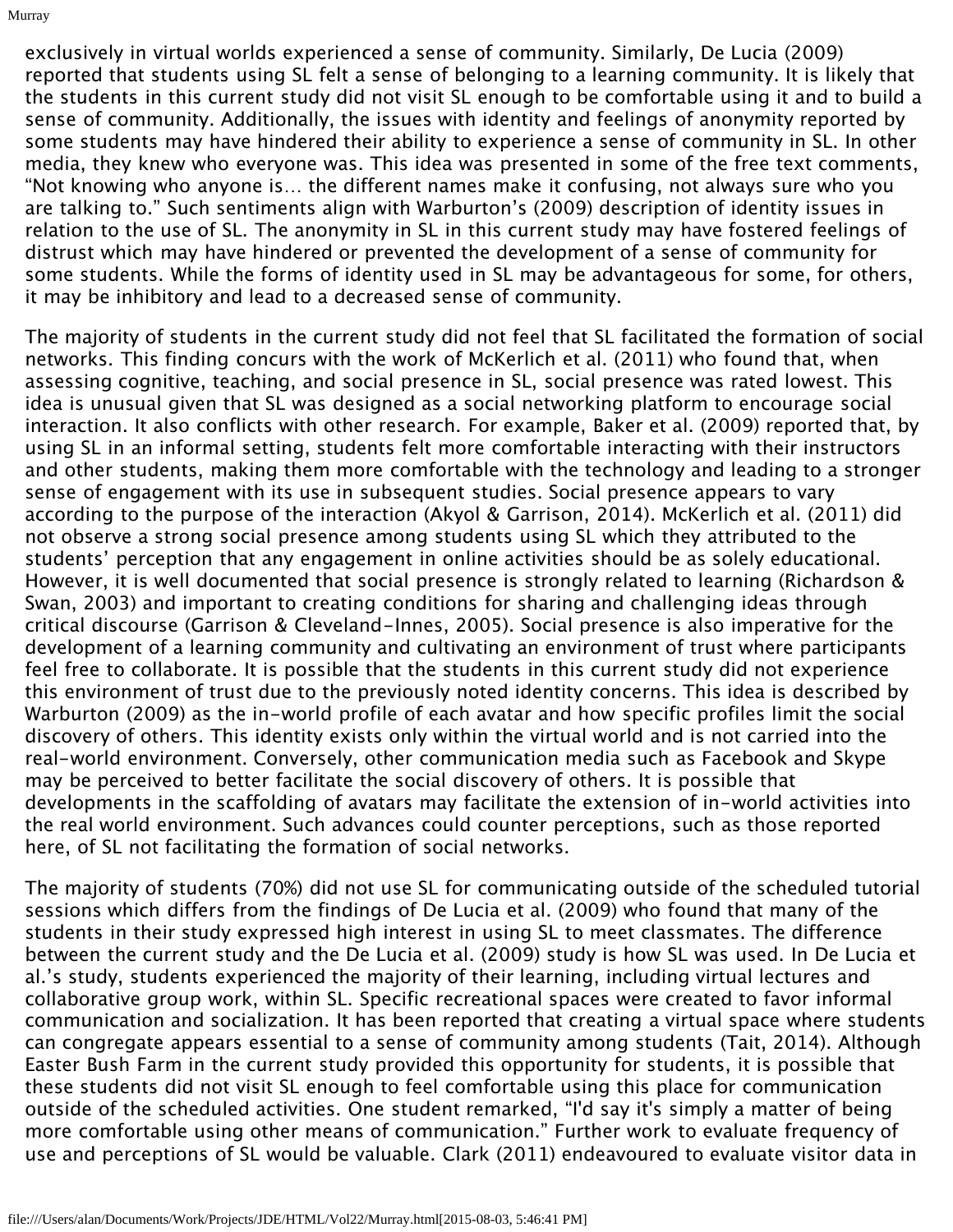exclusively in virtual worlds experienced a sense of community. Similarly, De Lucia (2009) reported that students using SL felt a sense of belonging to a learning community. It is likely that the students in this current study did not visit SL enough to be comfortable using it and to build a sense of community. Additionally, the issues with identity and feelings of anonymity reported by some students may have hindered their ability to experience a sense of community in SL. In other media, they knew who everyone was. This idea was presented in some of the free text comments, "Not knowing who anyone is… the different names make it confusing, not always sure who you are talking to." Such sentiments align with Warburton's (2009) description of identity issues in relation to the use of SL. The anonymity in SL in this current study may have fostered feelings of distrust which may have hindered or prevented the development of a sense of community for some students. While the forms of identity used in SL may be advantageous for some, for others, it may be inhibitory and lead to a decreased sense of community.

The majority of students in the current study did not feel that SL facilitated the formation of social networks. This finding concurs with the work of McKerlich et al. (2011) who found that, when assessing cognitive, teaching, and social presence in SL, social presence was rated lowest. This idea is unusual given that SL was designed as a social networking platform to encourage social interaction. It also conflicts with other research. For example, Baker et al. (2009) reported that, by using SL in an informal setting, students felt more comfortable interacting with their instructors and other students, making them more comfortable with the technology and leading to a stronger sense of engagement with its use in subsequent studies. Social presence appears to vary according to the purpose of the interaction (Akyol & Garrison, 2014). McKerlich et al. (2011) did not observe a strong social presence among students using SL which they attributed to the students' perception that any engagement in online activities should be as solely educational. However, it is well documented that social presence is strongly related to learning (Richardson & Swan, 2003) and important to creating conditions for sharing and challenging ideas through critical discourse (Garrison & Cleveland-Innes, 2005). Social presence is also imperative for the development of a learning community and cultivating an environment of trust where participants feel free to collaborate. It is possible that the students in this current study did not experience this environment of trust due to the previously noted identity concerns. This idea is described by Warburton (2009) as the in-world profile of each avatar and how specific profiles limit the social discovery of others. This identity exists only within the virtual world and is not carried into the real-world environment. Conversely, other communication media such as Facebook and Skype may be perceived to better facilitate the social discovery of others. It is possible that developments in the scaffolding of avatars may facilitate the extension of in-world activities into the real world environment. Such advances could counter perceptions, such as those reported here, of SL not facilitating the formation of social networks.

The majority of students (70%) did not use SL for communicating outside of the scheduled tutorial sessions which differs from the findings of De Lucia et al. (2009) who found that many of the students in their study expressed high interest in using SL to meet classmates. The difference between the current study and the De Lucia et al. (2009) study is how SL was used. In De Lucia et al.'s study, students experienced the majority of their learning, including virtual lectures and collaborative group work, within SL. Specific recreational spaces were created to favor informal communication and socialization. It has been reported that creating a virtual space where students can congregate appears essential to a sense of community among students (Tait, 2014). Although Easter Bush Farm in the current study provided this opportunity for students, it is possible that these students did not visit SL enough to feel comfortable using this place for communication outside of the scheduled activities. One student remarked, "I'd say it's simply a matter of being more comfortable using other means of communication." Further work to evaluate frequency of use and perceptions of SL would be valuable. Clark (2011) endeavoured to evaluate visitor data in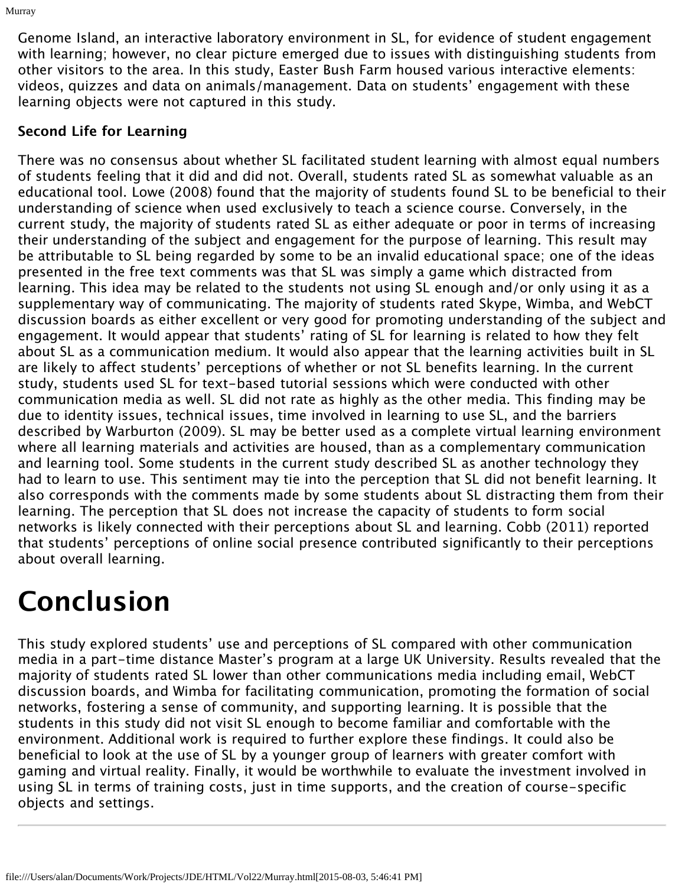Genome Island, an interactive laboratory environment in SL, for evidence of student engagement with learning; however, no clear picture emerged due to issues with distinguishing students from other visitors to the area. In this study, Easter Bush Farm housed various interactive elements: videos, quizzes and data on animals/management. Data on students' engagement with these learning objects were not captured in this study.

**Second Life for Learning**

There was no consensus about whether SL facilitated student learning with almost equal numbers of students feeling that it did and did not. Overall, students rated SL as somewhat valuable as an educational tool. Lowe (2008) found that the majority of students found SL to be beneficial to their understanding of science when used exclusively to teach a science course. Conversely, in the current study, the majority of students rated SL as either adequate or poor in terms of increasing their understanding of the subject and engagement for the purpose of learning. This result may be attributable to SL being regarded by some to be an invalid educational space; one of the ideas presented in the free text comments was that SL was simply a game which distracted from learning. This idea may be related to the students not using SL enough and/or only using it as a supplementary way of communicating. The majority of students rated Skype, Wimba, and WebCT discussion boards as either excellent or very good for promoting understanding of the subject and engagement. It would appear that students' rating of SL for learning is related to how they felt about SL as a communication medium. It would also appear that the learning activities built in SL are likely to affect students' perceptions of whether or not SL benefits learning. In the current study, students used SL for text-based tutorial sessions which were conducted with other communication media as well. SL did not rate as highly as the other media. This finding may be due to identity issues, technical issues, time involved in learning to use SL, and the barriers described by Warburton (2009). SL may be better used as a complete virtual learning environment where all learning materials and activities are housed, than as a complementary communication and learning tool. Some students in the current study described SL as another technology they had to learn to use. This sentiment may tie into the perception that SL did not benefit learning. It also corresponds with the comments made by some students about SL distracting them from their learning. The perception that SL does not increase the capacity of students to form social networks is likely connected with their perceptions about SL and learning. Cobb (2011) reported that students' perceptions of online social presence contributed significantly to their perceptions about overall learning.

# Conclusion

This study explored students' use and perceptions of SL compared with other communication media in a part-time distance Master's program at a large UK University. Results revealed that the majority of students rated SL lower than other communications media including email, WebCT discussion boards, and Wimba for facilitating communication, promoting the formation of social networks, fostering a sense of community, and supporting learning. It is possible that the students in this study did not visit SL enough to become familiar and comfortable with the environment. Additional work is required to further explore these findings. It could also be beneficial to look at the use of SL by a younger group of learners with greater comfort with gaming and virtual reality. Finally, it would be worthwhile to evaluate the investment involved in using SL in terms of training costs, just in time supports, and the creation of course-specific objects and settings.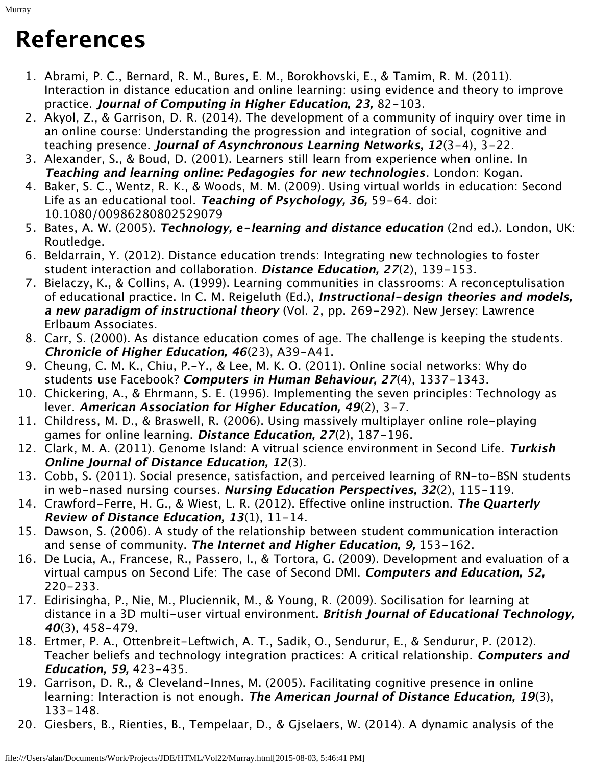# References

1. Abrami, P. C., Bernard, R. M., Bures, E. M., Borokhovski, E., & Tamim, R. M. (2011). Interaction in distance education and online learning: using evidence and theory to improve practice. ***Journal of Computing in Higher Education, 23,*** 82-103.
2. Akyol, Z., & Garrison, D. R. (2014). The development of a community of inquiry over time in an online course: Understanding the progression and integration of social, cognitive and teaching presence. ***Journal of Asynchronous Learning Networks, 12***(3-4), 3-22.
3. Alexander, S., & Boud, D. (2001). Learners still learn from experience when online. In ***Teaching and learning online: Pedagogies for new technologies***. London: Kogan.
4. Baker, S. C., Wentz, R. K., & Woods, M. M. (2009). Using virtual worlds in education: Second Life as an educational tool. ***Teaching of Psychology, 36,*** 59-64. doi: 10.1080/00986280802529079
5. Bates, A. W. (2005). ***Technology, e-learning and distance education*** (2nd ed.). London, UK: Routledge.
6. Beldarrain, Y. (2012). Distance education trends: Integrating new technologies to foster student interaction and collaboration. ***Distance Education, 27***(2), 139-153.
7. Bielaczy, K., & Collins, A. (1999). Learning communities in classrooms: A reconceptulisation of educational practice. In C. M. Reigeluth (Ed.), ***Instructional-design theories and models, a new paradigm of instructional theory*** (Vol. 2, pp. 269-292). New Jersey: Lawrence Erlbaum Associates.
8. Carr, S. (2000). As distance education comes of age. The challenge is keeping the students. ***Chronicle of Higher Education, 46***(23), A39-A41.
9. Cheung, C. M. K., Chiu, P.-Y., & Lee, M. K. O. (2011). Online social networks: Why do students use Facebook? ***Computers in Human Behaviour, 27***(4), 1337-1343.
10. Chickering, A., & Ehrmann, S. E. (1996). Implementing the seven principles: Technology as lever. ***American Association for Higher Education, 49***(2), 3-7.
11. Childress, M. D., & Braswell, R. (2006). Using massively multiplayer online role-playing games for online learning. ***Distance Education, 27***(2), 187-196.
12. Clark, M. A. (2011). Genome Island: A vitrual science environment in Second Life. ***Turkish Online Journal of Distance Education, 12***(3).
13. Cobb, S. (2011). Social presence, satisfaction, and perceived learning of RN-to-BSN students in web-nased nursing courses. ***Nursing Education Perspectives, 32***(2), 115-119.
14. Crawford-Ferre, H. G., & Wiest, L. R. (2012). Effective online instruction. ***The Quarterly Review of Distance Education, 13***(1), 11-14.
15. Dawson, S. (2006). A study of the relationship between student communication interaction and sense of community. ***The Internet and Higher Education, 9,*** 153-162.
16. De Lucia, A., Francese, R., Passero, I., & Tortora, G. (2009). Development and evaluation of a virtual campus on Second Life: The case of Second DMI. ***Computers and Education, 52,*** 220-233.
17. Edirisingha, P., Nie, M., Pluciennik, M., & Young, R. (2009). Socilisation for learning at distance in a 3D multi-user virtual environment. ***British Journal of Educational Technology, 40***(3), 458-479.
18. Ertmer, P. A., Ottenbreit-Leftwich, A. T., Sadik, O., Sendurur, E., & Sendurur, P. (2012). Teacher beliefs and technology integration practices: A critical relationship. ***Computers and Education, 59,*** 423-435.
19. Garrison, D. R., & Cleveland-Innes, M. (2005). Facilitating cognitive presence in online learning: Interaction is not enough. ***The American Journal of Distance Education, 19***(3), 133-148.
20. Giesbers, B., Rienties, B., Tempelaar, D., & Gjselaers, W. (2014). A dynamic analysis of the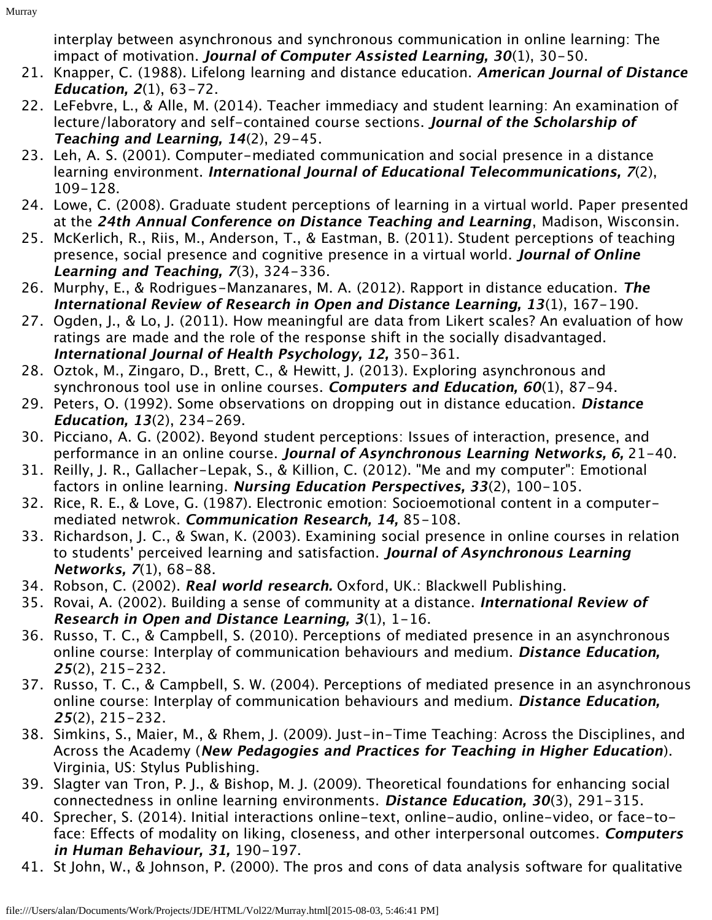interplay between asynchronous and synchronous communication in online learning: The impact of motivation. ***Journal of Computer Assisted Learning, 30***(1), 30-50.

21. Knapper, C. (1988). Lifelong learning and distance education. ***American Journal of Distance Education, 2***(1), 63-72.
22. LeFebvre, L., & Alle, M. (2014). Teacher immediacy and student learning: An examination of lecture/laboratory and self-contained course sections. ***Journal of the Scholarship of Teaching and Learning, 14***(2), 29-45.
23. Leh, A. S. (2001). Computer-mediated communication and social presence in a distance learning environment. ***International Journal of Educational Telecommunications, 7***(2), 109-128.
24. Lowe, C. (2008). Graduate student perceptions of learning in a virtual world. Paper presented at the ***24th Annual Conference on Distance Teaching and Learning***, Madison, Wisconsin.
25. McKerlich, R., Riis, M., Anderson, T., & Eastman, B. (2011). Student perceptions of teaching presence, social presence and cognitive presence in a virtual world. ***Journal of Online Learning and Teaching, 7***(3), 324-336.
26. Murphy, E., & Rodrigues-Manzanares, M. A. (2012). Rapport in distance education. ***The International Review of Research in Open and Distance Learning, 13***(1), 167-190.
27. Ogden, J., & Lo, J. (2011). How meaningful are data from Likert scales? An evaluation of how ratings are made and the role of the response shift in the socially disadvantaged. ***International Journal of Health Psychology, 12,*** 350-361.
28. Oztok, M., Zingaro, D., Brett, C., & Hewitt, J. (2013). Exploring asynchronous and synchronous tool use in online courses. ***Computers and Education, 60***(1), 87-94.
29. Peters, O. (1992). Some observations on dropping out in distance education. ***Distance Education, 13***(2), 234-269.
30. Picciano, A. G. (2002). Beyond student perceptions: Issues of interaction, presence, and performance in an online course. ***Journal of Asynchronous Learning Networks, 6,*** 21-40.
31. Reilly, J. R., Gallacher-Lepak, S., & Killion, C. (2012). "Me and my computer": Emotional factors in online learning. ***Nursing Education Perspectives, 33***(2), 100-105.
32. Rice, R. E., & Love, G. (1987). Electronic emotion: Socioemotional content in a computer-mediated netwrok. ***Communication Research, 14,*** 85-108.
33. Richardson, J. C., & Swan, K. (2003). Examining social presence in online courses in relation to students' perceived learning and satisfaction. ***Journal of Asynchronous Learning Networks, 7***(1), 68-88.
34. Robson, C. (2002). ***Real world research.*** Oxford, UK.: Blackwell Publishing.
35. Rovai, A. (2002). Building a sense of community at a distance. ***International Review of Research in Open and Distance Learning, 3***(1), 1-16.
36. Russo, T. C., & Campbell, S. (2010). Perceptions of mediated presence in an asynchronous online course: Interplay of communication behaviours and medium. ***Distance Education, 25***(2), 215-232.
37. Russo, T. C., & Campbell, S. W. (2004). Perceptions of mediated presence in an asynchronous online course: Interplay of communication behaviours and medium. ***Distance Education, 25***(2), 215-232.
38. Simkins, S., Maier, M., & Rhem, J. (2009). Just-in-Time Teaching: Across the Disciplines, and Across the Academy (***New Pedagogies and Practices for Teaching in Higher Education***). Virginia, US: Stylus Publishing.
39. Slagter van Tron, P. J., & Bishop, M. J. (2009). Theoretical foundations for enhancing social connectedness in online learning environments. ***Distance Education, 30***(3), 291-315.
40. Sprecher, S. (2014). Initial interactions online-text, online-audio, online-video, or face-to-face: Effects of modality on liking, closeness, and other interpersonal outcomes. ***Computers in Human Behaviour, 31,*** 190-197.
41. St John, W., & Johnson, P. (2000). The pros and cons of data analysis software for qualitative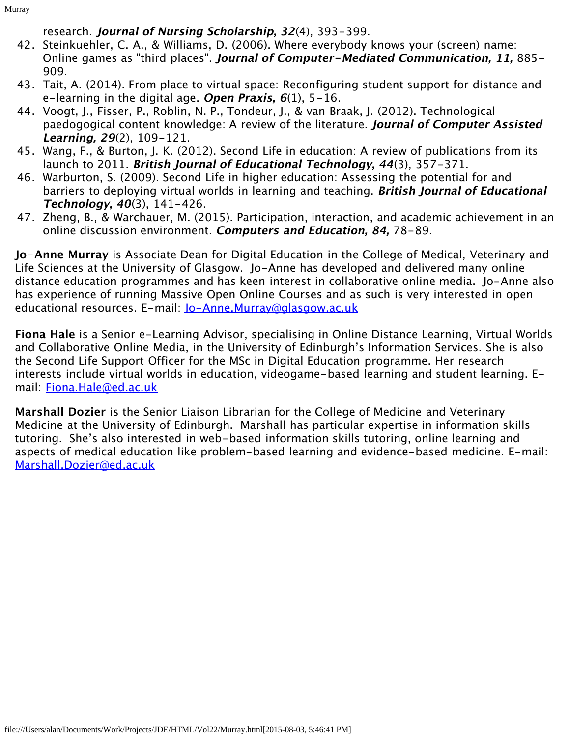research. ***Journal of Nursing Scholarship, 32***(4), 393-399.

42. Steinkuehler, C. A., & Williams, D. (2006). Where everybody knows your (screen) name: Online games as "third places". ***Journal of Computer-Mediated Communication, 11,*** 885-909.
43. Tait, A. (2014). From place to virtual space: Reconfiguring student support for distance and e-learning in the digital age. ***Open Praxis, 6***(1), 5-16.
44. Voogt, J., Fisser, P., Roblin, N. P., Tondeur, J., & van Braak, J. (2012). Technological paedogogical content knowledge: A review of the literature. ***Journal of Computer Assisted Learning, 29***(2), 109-121.
45. Wang, F., & Burton, J. K. (2012). Second Life in education: A review of publications from its launch to 2011. ***British Journal of Educational Technology, 44***(3), 357-371.
46. Warburton, S. (2009). Second Life in higher education: Assessing the potential for and barriers to deploying virtual worlds in learning and teaching. ***British Journal of Educational Technology, 40***(3), 141-426.
47. Zheng, B., & Warchauer, M. (2015). Participation, interaction, and academic achievement in an online discussion environment. ***Computers and Education, 84,*** 78-89.

**Jo-Anne Murray** is Associate Dean for Digital Education in the College of Medical, Veterinary and Life Sciences at the University of Glasgow. Jo-Anne has developed and delivered many online distance education programmes and has keen interest in collaborative online media. Jo-Anne also has experience of running Massive Open Online Courses and as such is very interested in open educational resources. E-mail: Jo-Anne.Murray@glasgow.ac.uk

**Fiona Hale** is a Senior e-Learning Advisor, specialising in Online Distance Learning, Virtual Worlds and Collaborative Online Media, in the University of Edinburgh's Information Services. She is also the Second Life Support Officer for the MSc in Digital Education programme. Her research interests include virtual worlds in education, videogame-based learning and student learning. E-mail: Fiona.Hale@ed.ac.uk

**Marshall Dozier** is the Senior Liaison Librarian for the College of Medicine and Veterinary Medicine at the University of Edinburgh. Marshall has particular expertise in information skills tutoring. She's also interested in web-based information skills tutoring, online learning and aspects of medical education like problem-based learning and evidence-based medicine. E-mail: Marshall.Dozier@ed.ac.uk